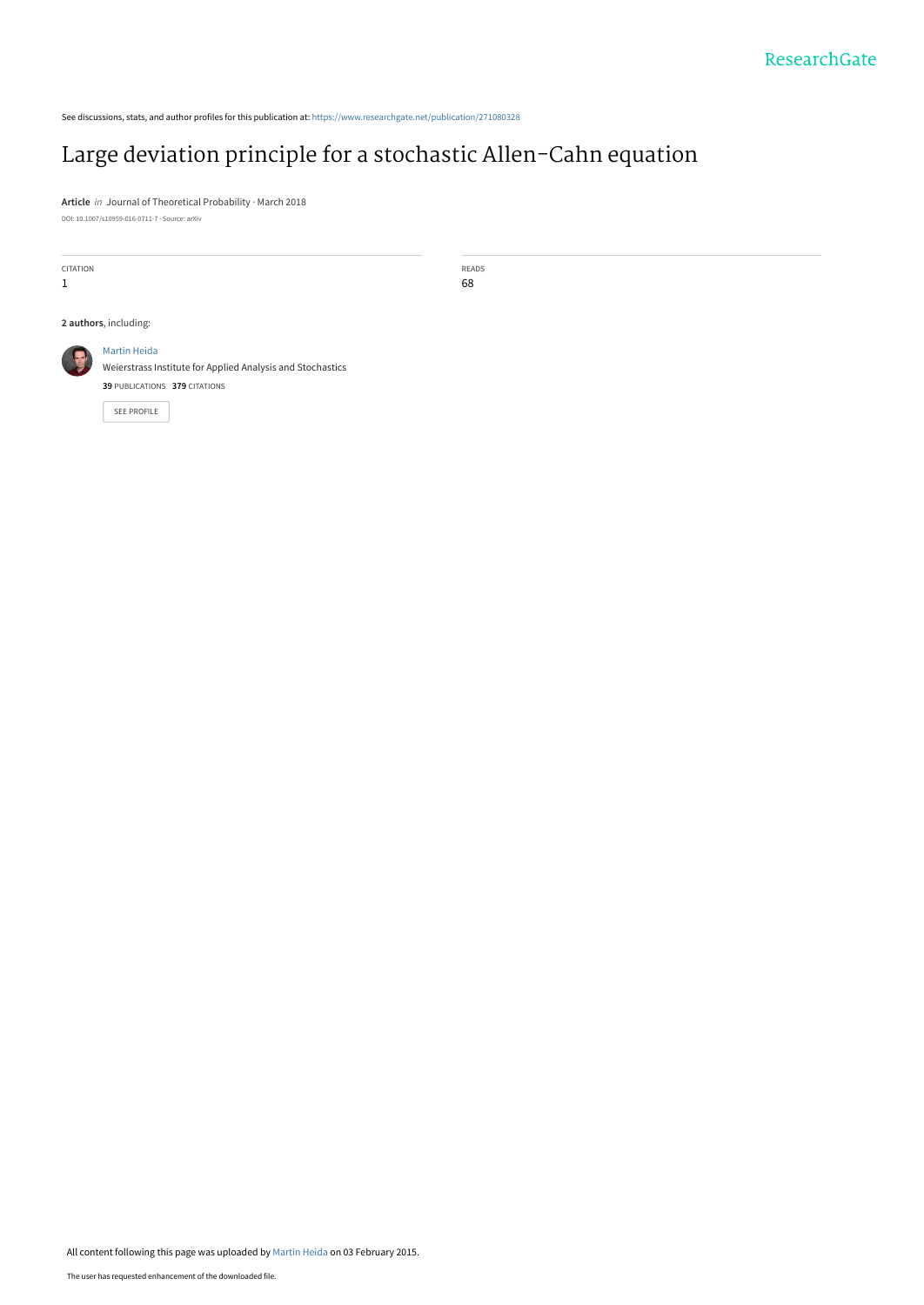See discussions, stats, and author profiles for this publication at: https://www.researchgate.net/publication/271080328

# Large deviation principle for a stochastic Allen-Cahn equation

**Article** *in* Journal of Theoretical Probability · March 2018

DOI: 10.1007/s10959-016-0711-7 · Source: arXiv

| CITATION | READS |
|---|---|
| 1 | 68 |

**2 authors**, including:

Martin Heida
Weierstrass Institute for Applied Analysis and Stochastics
**39** PUBLICATIONS **379** CITATIONS

SEE PROFILE

All content following this page was uploaded by Martin Heida on 03 February 2015.

The user has requested enhancement of the downloaded file.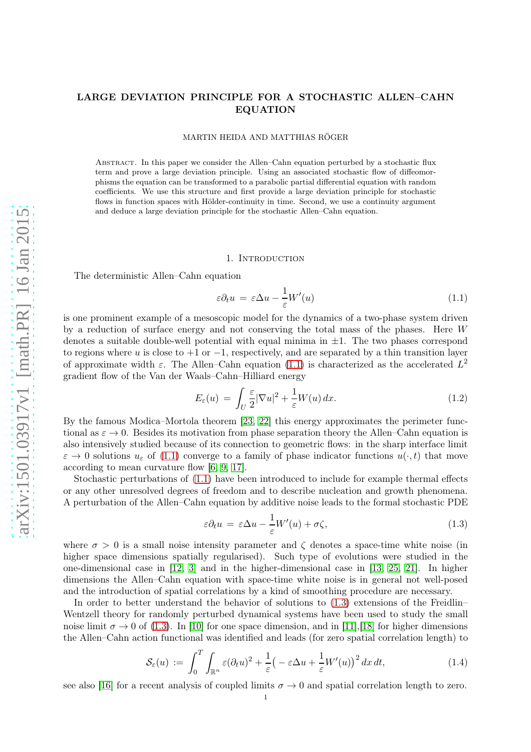# LARGE DEVIATION PRINCIPLE FOR A STOCHASTIC ALLEN–CAHN EQUATION

MARTIN HEIDA AND MATTHIAS RÖGER

Abstract. In this paper we consider the Allen–Cahn equation perturbed by a stochastic flux term and prove a large deviation principle. Using an associated stochastic flow of diffeomorphisms the equation can be transformed to a parabolic partial differential equation with random coefficients. We use this structure and first provide a large deviation principle for stochastic flows in function spaces with Hölder-continuity in time. Second, we use a continuity argument and deduce a large deviation principle for the stochastic Allen–Cahn equation.

## 1. Introduction

The deterministic Allen–Cahn equation

$$\varepsilon \partial_t u \,=\, \varepsilon \Delta u - \frac{1}{\varepsilon} W'(u) \tag{1.1}$$

is one prominent example of a mesoscopic model for the dynamics of a two-phase system driven by a reduction of surface energy and not conserving the total mass of the phases. Here $W$ denotes a suitable double-well potential with equal minima in $\pm 1$. The two phases correspond to regions where $u$ is close to $+1$ or $-1$, respectively, and are separated by a thin transition layer of approximate width $\varepsilon$. The Allen–Cahn equation (1.1) is characterized as the accelerated $L^2$ gradient flow of the Van der Waals–Cahn–Hilliard energy

$$E_\varepsilon(u) \,=\, \int_U \frac{\varepsilon}{2} |\nabla u|^2 + \frac{1}{\varepsilon} W(u)\, dx. \tag{1.2}$$

By the famous Modica–Mortola theorem [23, 22] this energy approximates the perimeter functional as $\varepsilon \to 0$. Besides its motivation from phase separation theory the Allen–Cahn equation is also intensively studied because of its connection to geometric flows: in the sharp interface limit $\varepsilon \to 0$ solutions $u_\varepsilon$ of (1.1) converge to a family of phase indicator functions $u(\cdot, t)$ that move according to mean curvature flow [6, 9, 17].

Stochastic perturbations of (1.1) have been introduced to include for example thermal effects or any other unresolved degrees of freedom and to describe nucleation and growth phenomena. A perturbation of the Allen–Cahn equation by additive noise leads to the formal stochastic PDE

$$\varepsilon \partial_t u \,=\, \varepsilon \Delta u - \frac{1}{\varepsilon} W'(u) + \sigma \zeta, \tag{1.3}$$

where $\sigma > 0$ is a small noise intensity parameter and $\zeta$ denotes a space-time white noise (in higher space dimensions spatially regularised). Such type of evolutions were studied in the one-dimensional case in [12, 3] and in the higher-dimensional case in [13, 25, 21]. In higher dimensions the Allen–Cahn equation with space-time white noise is in general not well-posed and the introduction of spatial correlations by a kind of smoothing procedure are necessary.

In order to better understand the behavior of solutions to (1.3) extensions of the Freidlin–Wentzell theory for randomly perturbed dynamical systems have been used to study the small noise limit $\sigma \to 0$ of (1.3). In [10] for one space dimension, and in [11],[18] for higher dimensions the Allen–Cahn action functional was identified and leads (for zero spatial correlation length) to

$$\mathcal{S}_\varepsilon(u) \,:=\, \int_0^T \int_{\mathbb{R}^n} \varepsilon (\partial_t u)^2 + \frac{1}{\varepsilon} \big( -\varepsilon \Delta u + \frac{1}{\varepsilon} W'(u) \big)^2 \, dx\, dt, \tag{1.4}$$

see also [16] for a recent analysis of coupled limits $\sigma \to 0$ and spatial correlation length to zero.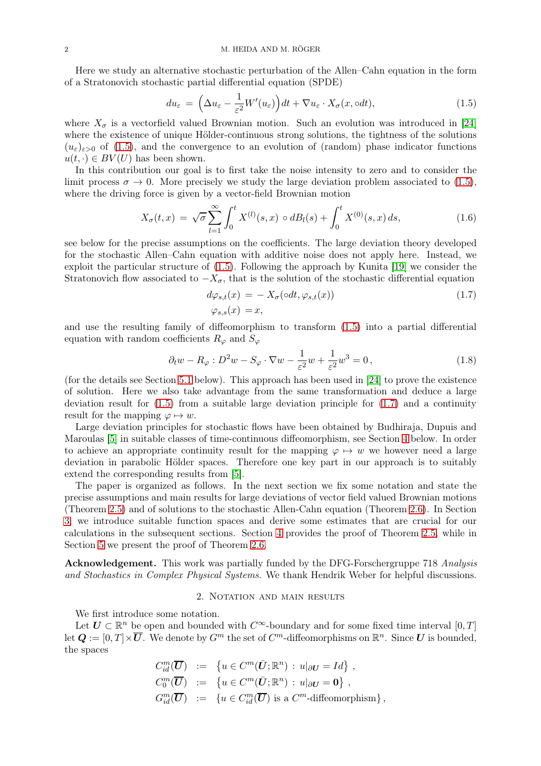Here we study an alternative stochastic perturbation of the Allen–Cahn equation in the form of a Stratonovich stochastic partial differential equation (SPDE)

$$du_\varepsilon \,=\, \Big(\Delta u_\varepsilon - \frac{1}{\varepsilon^2}W'(u_\varepsilon)\Big)dt + \nabla u_\varepsilon \cdot X_\sigma(x,\circ dt), \tag{1.5}$$

where $X_\sigma$ is a vectorfield valued Brownian motion. Such an evolution was introduced in [24] where the existence of unique Hölder-continuous strong solutions, the tightness of the solutions $(u_\varepsilon)_{\varepsilon>0}$ of (1.5), and the convergence to an evolution of (random) phase indicator functions $u(t,\cdot) \in BV(U)$ has been shown.

In this contribution our goal is to first take the noise intensity to zero and to consider the limit process $\sigma \to 0$. More precisely we study the large deviation problem associated to (1.5), where the driving force is given by a vector-field Brownian motion

$$X_\sigma(t,x) \,=\, \sqrt{\sigma}\sum_{l=1}^{\infty}\int_0^t X^{(l)}(s,x)\circ dB_l(s) + \int_0^t X^{(0)}(s,x)\,ds, \tag{1.6}$$

see below for the precise assumptions on the coefficients. The large deviation theory developed for the stochastic Allen–Cahn equation with additive noise does not apply here. Instead, we exploit the particular structure of (1.5). Following the approach by Kunita [19] we consider the Stratonovich flow associated to $-X_\sigma$, that is the solution of the stochastic differential equation

$$\begin{aligned} d\varphi_{s,t}(x) \,&=\, -\,X_\sigma(\circ dt, \varphi_{s,t}(x)) \\ \varphi_{s,s}(x) \,&= x, \end{aligned} \tag{1.7}$$

and use the resulting family of diffeomorphism to transform (1.5) into a partial differential equation with random coefficients $R_\varphi$ and $S_\varphi$

$$\partial_t w - R_\varphi : D^2 w - S_\varphi \cdot \nabla w - \frac{1}{\varepsilon^2}w + \frac{1}{\varepsilon^2}w^3 = 0\,, \tag{1.8}$$

(for the details see Section 5.1 below). This approach has been used in [24] to prove the existence of solution. Here we also take advantage from the same transformation and deduce a large deviation result for (1.5) from a suitable large deviation principle for (1.7) and a continuity result for the mapping $\varphi \mapsto w$.

Large deviation principles for stochastic flows have been obtained by Budhiraja, Dupuis and Maroulas [5] in suitable classes of time-continuous diffeomorphism, see Section 4 below. In order to achieve an appropriate continuity result for the mapping $\varphi \mapsto w$ we however need a large deviation in parabolic Hölder spaces. Therefore one key part in our approach is to suitably extend the corresponding results from [5].

The paper is organized as follows. In the next section we fix some notation and state the precise assumptions and main results for large deviations of vector field valued Brownian motions (Theorem 2.5) and of solutions to the stochastic Allen-Cahn equation (Theorem 2.6). In Section 3 we introduce suitable function spaces and derive some estimates that are crucial for our calculations in the subsequent sections. Section 4 provides the proof of Theorem 2.5, while in Section 5 we present the proof of Theorem 2.6.

**Acknowledgement.** This work was partially funded by the DFG-Forschergruppe 718 *Analysis and Stochastics in Complex Physical Systems*. We thank Hendrik Weber for helpful discussions.

## 2. Notation and main results

We first introduce some notation.

Let $\boldsymbol{U} \subset \mathbb{R}^n$ be open and bounded with $C^\infty$-boundary and for some fixed time interval $[0,T]$ let $\boldsymbol{Q} := [0,T]\times\overline{\boldsymbol{U}}$. We denote by $G^m$ the set of $C^m$-diffeomorphisms on $\mathbb{R}^n$. Since $\boldsymbol{U}$ is bounded, the spaces

$$\begin{aligned} C^m_{id}(\overline{\boldsymbol{U}}) \;&:=\; \left\{u \in C^m(\bar{\boldsymbol{U}};\mathbb{R}^n) \,:\, u|_{\partial\boldsymbol{U}} = Id\right\}, \\ C^m_0(\overline{\boldsymbol{U}}) \;&:=\; \left\{u \in C^m(\bar{\boldsymbol{U}};\mathbb{R}^n) \,:\, u|_{\partial\boldsymbol{U}} = \boldsymbol{0}\right\}, \\ G^m_{id}(\overline{\boldsymbol{U}}) \;&:=\; \left\{u \in C^m_{id}(\overline{\boldsymbol{U}}) \text{ is a } C^m\text{-diffeomorphism}\right\}, \end{aligned}$$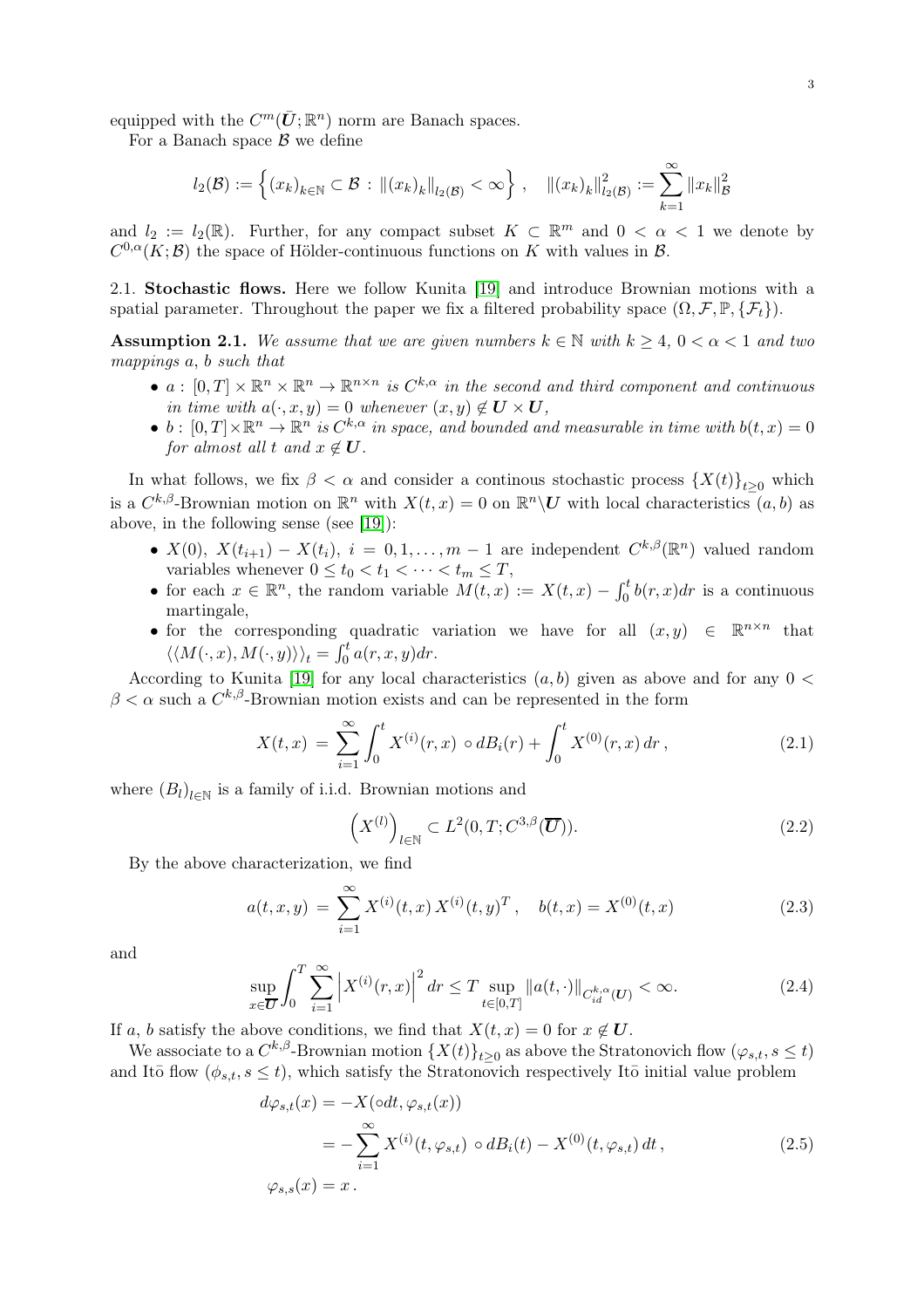equipped with the $C^m(\bar{\boldsymbol{U}};\mathbb{R}^n)$ norm are Banach spaces.

For a Banach space $\mathcal{B}$ we define

$$
l_2(\mathcal{B}) := \left\{ (x_k)_{k\in\mathbb{N}} \subset \mathcal{B} \,:\, \|(x_k)_k\|_{l_2(\mathcal{B})} < \infty \right\}, \quad \|(x_k)_k\|^2_{l_2(\mathcal{B})} := \sum_{k=1}^{\infty} \|x_k\|^2_{\mathcal{B}}
$$

and $l_2 := l_2(\mathbb{R})$. Further, for any compact subset $K \subset \mathbb{R}^m$ and $0 < \alpha < 1$ we denote by $C^{0,\alpha}(K;\mathcal{B})$ the space of Hölder-continuous functions on $K$ with values in $\mathcal{B}$.

## 2.1. Stochastic flows.

Here we follow Kunita [19] and introduce Brownian motions with a spatial parameter. Throughout the paper we fix a filtered probability space $(\Omega, \mathcal{F}, \mathbb{P}, \{\mathcal{F}_t\})$.

**Assumption 2.1.** *We assume that we are given numbers $k \in \mathbb{N}$ with $k \geq 4$, $0 < \alpha < 1$ and two mappings $a$, $b$ such that*

- *$a : [0,T] \times \mathbb{R}^n \times \mathbb{R}^n \to \mathbb{R}^{n\times n}$ is $C^{k,\alpha}$ in the second and third component and continuous in time with $a(\cdot, x, y) = 0$ whenever $(x,y) \notin \boldsymbol{U} \times \boldsymbol{U}$,*
- *$b : [0,T] \times \mathbb{R}^n \to \mathbb{R}^n$ is $C^{k,\alpha}$ in space, and bounded and measurable in time with $b(t,x) = 0$ for almost all $t$ and $x \notin \boldsymbol{U}$.*

In what follows, we fix $\beta < \alpha$ and consider a continous stochastic process $\{X(t)\}_{t\geq 0}$ which is a $C^{k,\beta}$-Brownian motion on $\mathbb{R}^n$ with $X(t,x) = 0$ on $\mathbb{R}^n \backslash \boldsymbol{U}$ with local characteristics $(a,b)$ as above, in the following sense (see [19]):

- $X(0)$, $X(t_{i+1}) - X(t_i)$, $i = 0, 1, \ldots, m-1$ are independent $C^{k,\beta}(\mathbb{R}^n)$ valued random variables whenever $0 \leq t_0 < t_1 < \cdots < t_m \leq T$,
- for each $x \in \mathbb{R}^n$, the random variable $M(t,x) := X(t,x) - \int_0^t b(r,x)dr$ is a continuous martingale,
- for the corresponding quadratic variation we have for all $(x,y) \in \mathbb{R}^{n\times n}$ that $\langle\langle M(\cdot,x), M(\cdot,y)\rangle\rangle_t = \int_0^t a(r,x,y)dr$.

According to Kunita [19] for any local characteristics $(a,b)$ given as above and for any $0 < \beta < \alpha$ such a $C^{k,\beta}$-Brownian motion exists and can be represented in the form

$$
X(t,x) = \sum_{i=1}^{\infty} \int_0^t X^{(i)}(r,x) \circ dB_i(r) + \int_0^t X^{(0)}(r,x)\, dr\,, \tag{2.1}
$$

where $(B_l)_{l\in\mathbb{N}}$ is a family of i.i.d. Brownian motions and

$$
\left(X^{(l)}\right)_{l\in\mathbb{N}} \subset L^2(0,T; C^{3,\beta}(\overline{\boldsymbol{U}})). \tag{2.2}
$$

By the above characterization, we find

$$
a(t,x,y) = \sum_{i=1}^{\infty} X^{(i)}(t,x)\, X^{(i)}(t,y)^T\,, \quad b(t,x) = X^{(0)}(t,x) \tag{2.3}
$$

and

$$
\sup_{x\in\overline{\boldsymbol{U}}} \int_0^T \sum_{i=1}^{\infty} \left|X^{(i)}(r,x)\right|^2 dr \leq T \sup_{t\in[0,T]} \|a(t,\cdot)\|_{C^{k,\alpha}_{id}(\boldsymbol{U})} < \infty. \tag{2.4}
$$

If $a$, $b$ satisfy the above conditions, we find that $X(t,x) = 0$ for $x \notin \boldsymbol{U}$.

We associate to a $C^{k,\beta}$-Brownian motion $\{X(t)\}_{t\geq 0}$ as above the Stratonovich flow $(\varphi_{s,t}, s \leq t)$ and Itō flow $(\phi_{s,t}, s \leq t)$, which satisfy the Stratonovich respectively Itō initial value problem

$$
\begin{aligned}
d\varphi_{s,t}(x) &= -X(\circ dt, \varphi_{s,t}(x)) \\
&= -\sum_{i=1}^{\infty} X^{(i)}(t,\varphi_{s,t}) \circ dB_i(t) - X^{(0)}(t,\varphi_{s,t})\, dt\,, \\
\varphi_{s,s}(x) &= x\,.
\end{aligned} \tag{2.5}
$$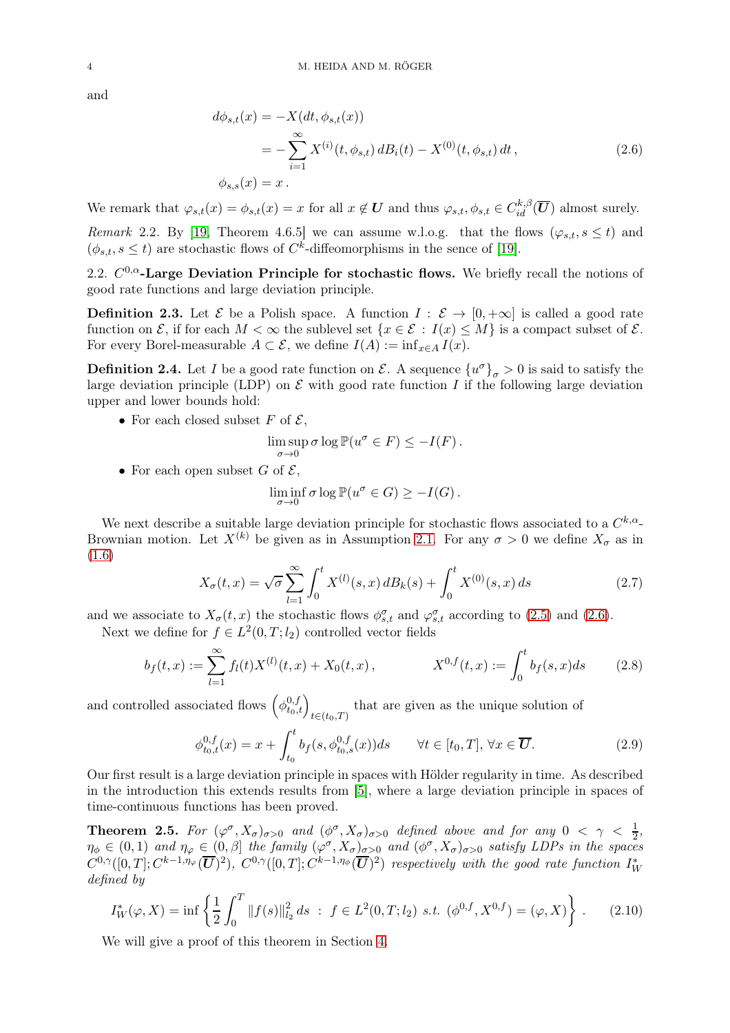and

$$
\begin{aligned}
d\phi_{s,t}(x) &= -X(dt, \phi_{s,t}(x)) \\
&= -\sum_{i=1}^{\infty} X^{(i)}(t, \phi_{s,t})\, dB_i(t) - X^{(0)}(t, \phi_{s,t})\, dt\,, \qquad (2.6) \\
\phi_{s,s}(x) &= x\,.
\end{aligned}
$$

We remark that $\varphi_{s,t}(x) = \phi_{s,t}(x) = x$ for all $x \notin \boldsymbol{U}$ and thus $\varphi_{s,t}, \phi_{s,t} \in C^{k,\beta}_{id}(\overline{\boldsymbol{U}})$ almost surely.

*Remark* 2.2. By [19, Theorem 4.6.5] we can assume w.l.o.g. that the flows $(\varphi_{s,t}, s \le t)$ and $(\phi_{s,t}, s \le t)$ are stochastic flows of $C^k$-diffeomorphisms in the sence of [19].

## 2.2. $C^{0,\alpha}$-Large Deviation Principle for stochastic flows.

We briefly recall the notions of good rate functions and large deviation principle.

**Definition 2.3.** *Let $\mathcal{E}$ be a Polish space. A function $I : \mathcal{E} \to [0, +\infty]$ is called a good rate function on $\mathcal{E}$, if for each $M < \infty$ the sublevel set $\{x \in \mathcal{E} : I(x) \le M\}$ is a compact subset of $\mathcal{E}$. For every Borel-measurable $A \subset \mathcal{E}$, we define $I(A) := \inf_{x \in A} I(x)$.*

**Definition 2.4.** *Let $I$ be a good rate function on $\mathcal{E}$. A sequence $\{u^\sigma\}_\sigma > 0$ is said to satisfy the large deviation principle (LDP) on $\mathcal{E}$ with good rate function $I$ if the following large deviation upper and lower bounds hold:*

- *For each closed subset $F$ of $\mathcal{E}$,*
$$\limsup_{\sigma \to 0} \sigma \log \mathbb{P}(u^\sigma \in F) \le -I(F)\,.$$
- *For each open subset $G$ of $\mathcal{E}$,*
$$\liminf_{\sigma \to 0} \sigma \log \mathbb{P}(u^\sigma \in G) \ge -I(G)\,.$$

We next describe a suitable large deviation principle for stochastic flows associated to a $C^{k,\alpha}$-Brownian motion. Let $X^{(k)}$ be given as in Assumption 2.1. For any $\sigma > 0$ we define $X_\sigma$ as in (1.6)

$$X_\sigma(t, x) = \sqrt{\sigma} \sum_{l=1}^{\infty} \int_0^t X^{(l)}(s, x)\, dB_k(s) + \int_0^t X^{(0)}(s, x)\, ds \qquad (2.7)$$

and we associate to $X_\sigma(t, x)$ the stochastic flows $\phi^\sigma_{s,t}$ and $\varphi^\sigma_{s,t}$ according to (2.5) and (2.6).

Next we define for $f \in L^2(0, T; l_2)$ controlled vector fields

$$b_f(t, x) := \sum_{l=1}^{\infty} f_l(t) X^{(l)}(t, x) + X_0(t, x)\,, \qquad X^{0,f}(t, x) := \int_0^t b_f(s, x) ds \qquad (2.8)$$

and controlled associated flows $\left(\phi^{0,f}_{t_0,t}\right)_{t \in (t_0, T)}$ that are given as the unique solution of

$$\phi^{0,f}_{t_0,t}(x) = x + \int_{t_0}^t b_f(s, \phi^{0,f}_{t_0,s}(x)) ds \qquad \forall t \in [t_0, T],\ \forall x \in \overline{\boldsymbol{U}}. \qquad (2.9)$$

Our first result is a large deviation principle in spaces with Hölder regularity in time. As described in the introduction this extends results from [5], where a large deviation principle in spaces of time-continuous functions has been proved.

**Theorem 2.5.** *For $(\varphi^\sigma, X_\sigma)_{\sigma > 0}$ and $(\phi^\sigma, X_\sigma)_{\sigma > 0}$ defined above and for any $0 < \gamma < \frac{1}{2}$, $\eta_\phi \in (0, 1)$ and $\eta_\varphi \in (0, \beta]$ the family $(\varphi^\sigma, X_\sigma)_{\sigma > 0}$ and $(\phi^\sigma, X_\sigma)_{\sigma > 0}$ satisfy LDPs in the spaces $C^{0,\gamma}([0, T]; C^{k-1,\eta_\varphi}(\overline{\boldsymbol{U}})^2)$, $C^{0,\gamma}([0, T]; C^{k-1,\eta_\phi}(\overline{\boldsymbol{U}})^2)$ respectively with the good rate function $I^*_W$ defined by*

$$I^*_W(\varphi, X) = \inf \left\{ \frac{1}{2} \int_0^T \|f(s)\|^2_{l_2}\, ds \ :\ f \in L^2(0, T; l_2) \text{ s.t. } (\phi^{0,f}, X^{0,f}) = (\varphi, X) \right\}. \qquad (2.10)$$

We will give a proof of this theorem in Section 4.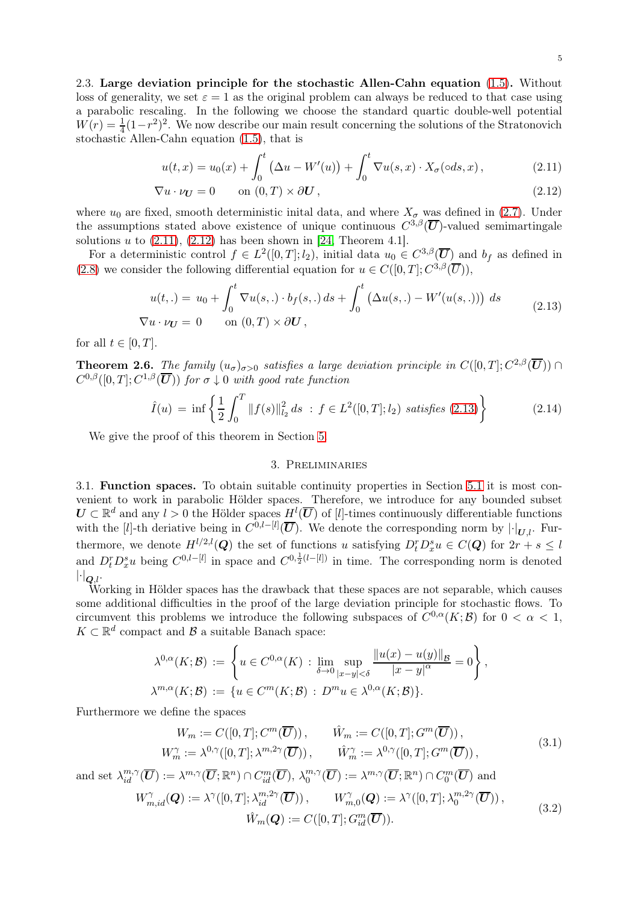2.3. **Large deviation principle for the stochastic Allen-Cahn equation** (1.5)**.** Without loss of generality, we set $\varepsilon = 1$ as the original problem can always be reduced to that case using a parabolic rescaling. In the following we choose the standard quartic double-well potential $W(r) = \frac{1}{4}(1-r^2)^2$. We now describe our main result concerning the solutions of the Stratonovich stochastic Allen-Cahn equation (1.5), that is

$$u(t,x) = u_0(x) + \int_0^t \big(\Delta u - W'(u)\big) + \int_0^t \nabla u(s,x) \cdot X_\sigma(\circ ds, x)\,, \tag{2.11}$$

$$\nabla u \cdot \nu_{\boldsymbol{U}} = 0 \qquad \text{on } (0,T) \times \partial \boldsymbol{U}\,, \tag{2.12}$$

where $u_0$ are fixed, smooth deterministic inital data, and where $X_\sigma$ was defined in (2.7). Under the assumptions stated above existence of unique continuous $C^{3,\beta}(\overline{\boldsymbol{U}})$-valued semimartingale solutions $u$ to (2.11), (2.12) has been shown in [24, Theorem 4.1].

For a deterministic control $f \in L^2([0,T]; l_2)$, initial data $u_0 \in C^{3,\beta}(\overline{\boldsymbol{U}})$ and $b_f$ as defined in (2.8) we consider the following differential equation for $u \in C([0,T]; C^{3,\beta}(\overline{\boldsymbol{U}}))$,

$$\begin{aligned} u(t,.) =&\ u_0 + \int_0^t \nabla u(s,.) \cdot b_f(s,.)\, ds + \int_0^t \big(\Delta u(s,.) - W'(u(s,.))\big)\ ds \\ \nabla u \cdot \nu_{\boldsymbol{U}} =&\ 0 \qquad \text{on } (0,T) \times \partial \boldsymbol{U}\,, \end{aligned} \tag{2.13}$$

for all $t \in [0,T]$.

**Theorem 2.6.** *The family $(u_\sigma)_{\sigma>0}$ satisfies a large deviation principle in $C([0,T]; C^{2,\beta}(\overline{\boldsymbol{U}})) \cap C^{0,\beta}([0,T]; C^{1,\beta}(\overline{\boldsymbol{U}}))$ for $\sigma \downarrow 0$ with good rate function*

$$\hat{I}(u) \;=\; \inf \left\{ \frac{1}{2} \int_0^T \|f(s)\|_{l_2}^2\, ds \;:\; f \in L^2([0,T]; l_2) \text{ satisfies (2.13)} \right\} \tag{2.14}$$

We give the proof of this theorem in Section 5.

## 3. Preliminaries

3.1. **Function spaces.** To obtain suitable continuity properties in Section 5.1 it is most convenient to work in parabolic Hölder spaces. Therefore, we introduce for any bounded subset $\boldsymbol{U} \subset \mathbb{R}^d$ and any $l > 0$ the Hölder spaces $H^l(\overline{\boldsymbol{U}})$ of $[l]$-times continuously differentiable functions with the $[l]$-th deriative being in $C^{0,l-[l]}(\overline{\boldsymbol{U}})$. We denote the corresponding norm by $|\cdot|_{\boldsymbol{U},l}$. Furthermore, we denote $H^{l/2,l}(\boldsymbol{Q})$ the set of functions $u$ satisfying $D_t^r D_x^s u \in C(\boldsymbol{Q})$ for $2r + s \leq l$ and $D_t^r D_x^s u$ being $C^{0,l-[l]}$ in space and $C^{0,\frac{1}{2}(l-[l])}$ in time. The corresponding norm is denoted $|\cdot|_{\boldsymbol{Q},l}$.

Working in Hölder spaces has the drawback that these spaces are not separable, which causes some additional difficulties in the proof of the large deviation principle for stochastic flows. To circumvent this problems we introduce the following subspaces of $C^{0,\alpha}(K;\mathcal{B})$ for $0 < \alpha < 1$, $K \subset \mathbb{R}^d$ compact and $\mathcal{B}$ a suitable Banach space:

$$\begin{aligned} \lambda^{0,\alpha}(K;\mathcal{B}) &:= \left\{ u \in C^{0,\alpha}(K) \,:\, \lim_{\delta \to 0} \sup_{|x-y|<\delta} \frac{\|u(x)-u(y)\|_{\mathcal{B}}}{|x-y|^\alpha} = 0 \right\}, \\ \lambda^{m,\alpha}(K;\mathcal{B}) &:= \{ u \in C^m(K;\mathcal{B}) \,:\, D^m u \in \lambda^{0,\alpha}(K;\mathcal{B}) \}. \end{aligned}$$

Furthermore we define the spaces

$$\begin{aligned} W_m &:= C([0,T]; C^m(\overline{\boldsymbol{U}}))\,, \qquad \hat{W}_m := C([0,T]; G^m(\overline{\boldsymbol{U}}))\,, \\ W_m^\gamma &:= \lambda^{0,\gamma}([0,T]; \lambda^{m,2\gamma}(\overline{\boldsymbol{U}}))\,, \qquad \hat{W}_m^\gamma := \lambda^{0,\gamma}([0,T]; G^m(\overline{\boldsymbol{U}}))\,, \end{aligned} \tag{3.1}$$

and set $\lambda_{id}^{m,\gamma}(\overline{\boldsymbol{U}}) := \lambda^{m,\gamma}(\overline{\boldsymbol{U}};\mathbb{R}^n) \cap C_{id}^m(\overline{\boldsymbol{U}})$, $\lambda_0^{m,\gamma}(\overline{\boldsymbol{U}}) := \lambda^{m,\gamma}(\overline{\boldsymbol{U}};\mathbb{R}^n) \cap C_0^m(\overline{\boldsymbol{U}})$ and

$$\begin{aligned} W_{m,id}^\gamma(\boldsymbol{Q}) := \lambda^\gamma([0,T]; \lambda_{id}^{m,2\gamma}(\overline{\boldsymbol{U}}))\,, &\qquad W_{m,0}^\gamma(\boldsymbol{Q}) := \lambda^\gamma([0,T]; \lambda_0^{m,2\gamma}(\overline{\boldsymbol{U}}))\,, \\ \hat{W}_m(\boldsymbol{Q}) := C([0,T]; G_{id}^m&(\overline{\boldsymbol{U}})). \end{aligned} \tag{3.2}$$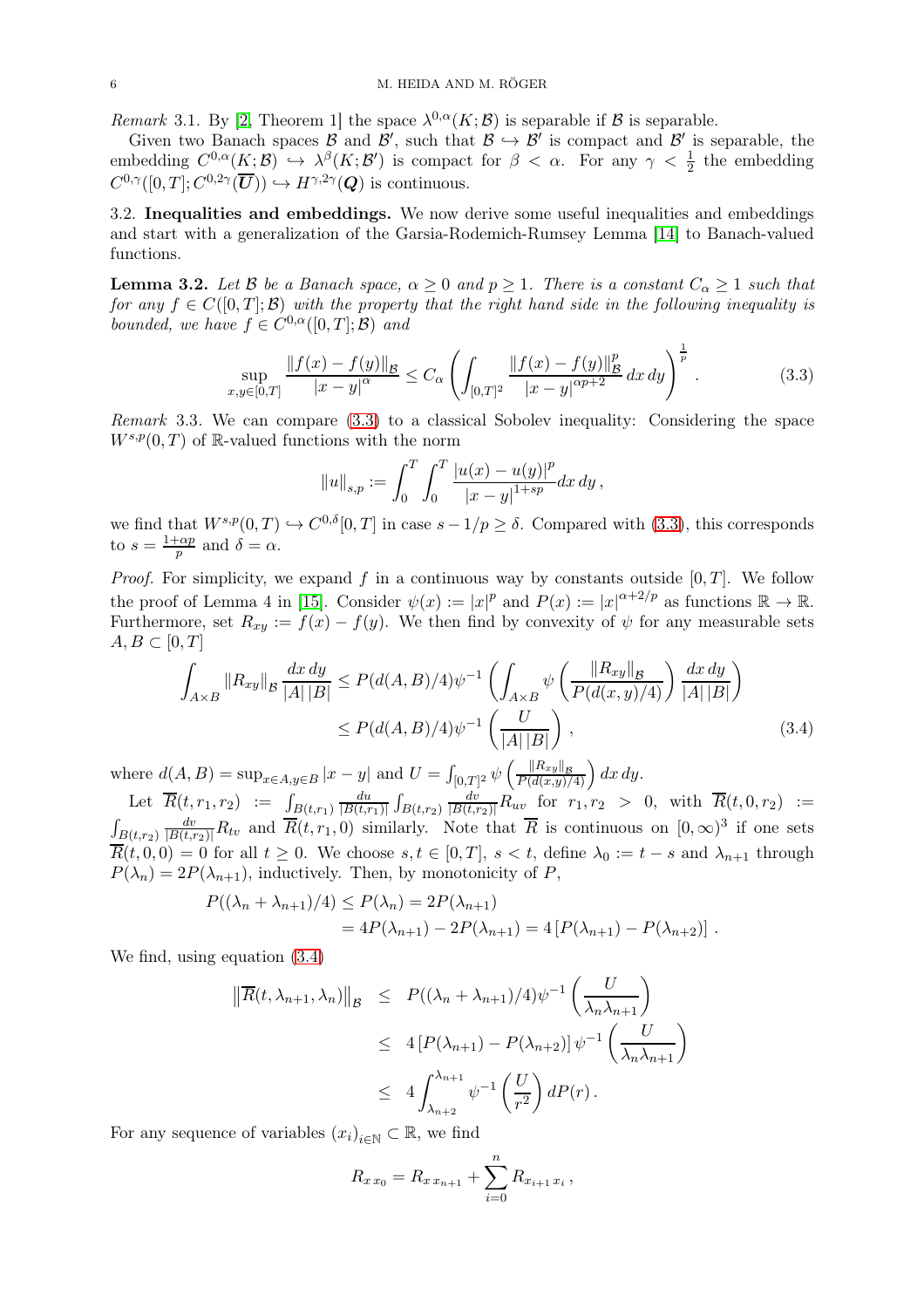*Remark* 3.1. By [2, Theorem 1] the space $\lambda^{0,\alpha}(K;\mathcal{B})$ is separable if $\mathcal{B}$ is separable.

Given two Banach spaces $\mathcal{B}$ and $\mathcal{B}'$, such that $\mathcal{B} \hookrightarrow \mathcal{B}'$ is compact and $\mathcal{B}'$ is separable, the embedding $C^{0,\alpha}(K;\mathcal{B}) \hookrightarrow \lambda^{\beta}(K;\mathcal{B}')$ is compact for $\beta < \alpha$. For any $\gamma < \frac{1}{2}$ the embedding $C^{0,\gamma}([0,T];C^{0,2\gamma}(\overline{\boldsymbol{U}})) \hookrightarrow H^{\gamma,2\gamma}(\boldsymbol{Q})$ is continuous.

### 3.2. Inequalities and embeddings.

We now derive some useful inequalities and embeddings and start with a generalization of the Garsia-Rodemich-Rumsey Lemma [14] to Banach-valued functions.

**Lemma 3.2.** *Let $\mathcal{B}$ be a Banach space, $\alpha \geq 0$ and $p \geq 1$. There is a constant $C_\alpha \geq 1$ such that for any $f \in C([0,T];\mathcal{B})$ with the property that the right hand side in the following inequality is bounded, we have $f \in C^{0,\alpha}([0,T];\mathcal{B})$ and*

$$\sup_{x,y\in[0,T]} \frac{\|f(x)-f(y)\|_{\mathcal{B}}}{|x-y|^{\alpha}} \leq C_\alpha \left( \int_{[0,T]^2} \frac{\|f(x)-f(y)\|_{\mathcal{B}}^p}{|x-y|^{\alpha p+2}}\,dx\,dy \right)^{\frac{1}{p}}. \tag{3.3}$$

*Remark* 3.3. We can compare (3.3) to a classical Sobolev inequality: Considering the space $W^{s,p}(0,T)$ of $\mathbb{R}$-valued functions with the norm

$$\|u\|_{s,p} := \int_0^T \int_0^T \frac{|u(x)-u(y)|^p}{|x-y|^{1+sp}}dx\,dy\,,$$

we find that $W^{s,p}(0,T) \hookrightarrow C^{0,\delta}[0,T]$ in case $s - 1/p \geq \delta$. Compared with (3.3), this corresponds to $s = \frac{1+\alpha p}{p}$ and $\delta = \alpha$.

*Proof.* For simplicity, we expand $f$ in a continuous way by constants outside $[0,T]$. We follow the proof of Lemma 4 in [15]. Consider $\psi(x) := |x|^p$ and $P(x) := |x|^{\alpha+2/p}$ as functions $\mathbb{R} \to \mathbb{R}$. Furthermore, set $R_{xy} := f(x) - f(y)$. We then find by convexity of $\psi$ for any measurable sets $A, B \subset [0,T]$

$$\begin{aligned}
\int_{A\times B} \|R_{xy}\|_{\mathcal{B}} \frac{dx\,dy}{|A|\,|B|} &\leq P(d(A,B)/4)\psi^{-1}\left( \int_{A\times B} \psi\left( \frac{\|R_{xy}\|_{\mathcal{B}}}{P(d(x,y)/4)} \right) \frac{dx\,dy}{|A|\,|B|} \right) \\
&\leq P(d(A,B)/4)\psi^{-1}\left( \frac{U}{|A|\,|B|} \right),
\end{aligned} \tag{3.4}$$

where $d(A,B) = \sup_{x\in A, y\in B} |x-y|$ and $U = \int_{[0,T]^2} \psi\left( \frac{\|R_{xy}\|_{\mathcal{B}}}{P(d(x,y)/4)} \right) dx\,dy$.

Let $\overline{R}(t,r_1,r_2) := \int_{B(t,r_1)} \frac{du}{|B(t,r_1)|} \int_{B(t,r_2)} \frac{dv}{|B(t,r_2)|} R_{uv}$ for $r_1, r_2 > 0$, with $\overline{R}(t,0,r_2) := \int_{B(t,r_2)} \frac{dv}{|B(t,r_2)|} R_{tv}$ and $\overline{R}(t,r_1,0)$ similarly. Note that $\overline{R}$ is continuous on $[0,\infty)^3$ if one sets $\overline{R}(t,0,0) = 0$ for all $t \geq 0$. We choose $s, t \in [0,T]$, $s < t$, define $\lambda_0 := t - s$ and $\lambda_{n+1}$ through $P(\lambda_n) = 2P(\lambda_{n+1})$, inductively. Then, by monotonicity of $P$,

$$\begin{aligned}
P((\lambda_n + \lambda_{n+1})/4) &\leq P(\lambda_n) = 2P(\lambda_{n+1}) \\
&= 4P(\lambda_{n+1}) - 2P(\lambda_{n+1}) = 4\left[ P(\lambda_{n+1}) - P(\lambda_{n+2}) \right].
\end{aligned}$$

We find, using equation (3.4)

$$\begin{aligned}
\left\| \overline{R}(t,\lambda_{n+1},\lambda_n) \right\|_{\mathcal{B}} &\leq P((\lambda_n + \lambda_{n+1})/4)\psi^{-1}\left( \frac{U}{\lambda_n \lambda_{n+1}} \right) \\
&\leq 4\left[ P(\lambda_{n+1}) - P(\lambda_{n+2}) \right] \psi^{-1}\left( \frac{U}{\lambda_n \lambda_{n+1}} \right) \\
&\leq 4 \int_{\lambda_{n+2}}^{\lambda_{n+1}} \psi^{-1}\left( \frac{U}{r^2} \right) dP(r)\,.
\end{aligned}$$

For any sequence of variables $(x_i)_{i\in\mathbb{N}} \subset \mathbb{R}$, we find

$$R_{x\,x_0} = R_{x\,x_{n+1}} + \sum_{i=0}^{n} R_{x_{i+1}\,x_i}\,,$$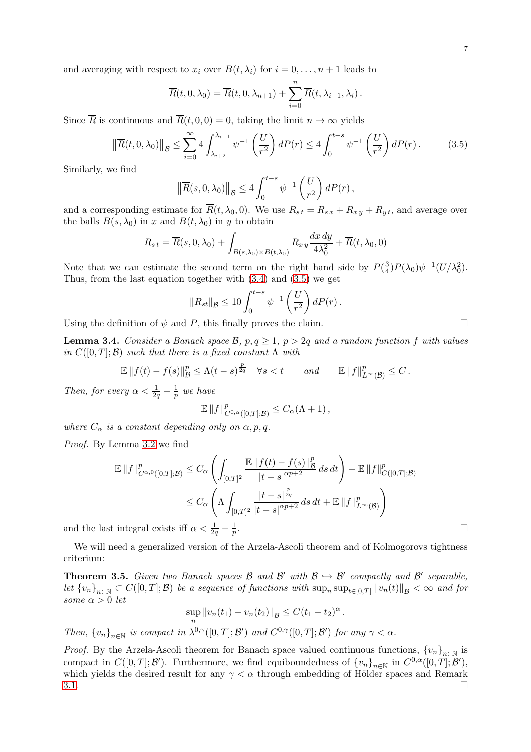and averaging with respect to $x_i$ over $B(t,\lambda_i)$ for $i = 0,\dots,n+1$ leads to

$$\overline{R}(t,0,\lambda_0) = \overline{R}(t,0,\lambda_{n+1}) + \sum_{i=0}^{n} \overline{R}(t,\lambda_{i+1},\lambda_i)\,.$$

Since $\overline{R}$ is continuous and $\overline{R}(t,0,0)=0$, taking the limit $n\to\infty$ yields

$$\left\|\overline{R}(t,0,\lambda_0)\right\|_{\mathcal{B}} \leq \sum_{i=0}^{\infty} 4\int_{\lambda_{i+2}}^{\lambda_{i+1}} \psi^{-1}\left(\frac{U}{r^2}\right) dP(r) \leq 4\int_0^{t-s} \psi^{-1}\left(\frac{U}{r^2}\right) dP(r)\,. \tag{3.5}$$

Similarly, we find

$$\left\|\overline{R}(s,0,\lambda_0)\right\|_{\mathcal{B}} \leq 4\int_0^{t-s} \psi^{-1}\left(\frac{U}{r^2}\right) dP(r)\,,$$

and a corresponding estimate for $\overline{R}(t,\lambda_0,0)$. We use $R_{s\,t} = R_{s\,x} + R_{x\,y} + R_{y\,t}$, and average over the balls $B(s,\lambda_0)$ in $x$ and $B(t,\lambda_0)$ in $y$ to obtain

$$R_{s\,t} = \overline{R}(s,0,\lambda_0) + \int_{B(s,\lambda_0)\times B(t,\lambda_0)} R_{x\,y}\frac{dx\,dy}{4\lambda_0^2} + \overline{R}(t,\lambda_0,0)$$

Note that we can estimate the second term on the right hand side by $P(\frac{3}{4})P(\lambda_0)\psi^{-1}(U/\lambda_0^2)$. Thus, from the last equation together with (3.4) and (3.5) we get

$$\|R_{st}\|_{\mathcal{B}} \leq 10\int_0^{t-s} \psi^{-1}\left(\frac{U}{r^2}\right) dP(r)\,.$$

Using the definition of $\psi$ and $P$, this finally proves the claim. □

**Lemma 3.4.** *Consider a Banach space $\mathcal{B}$, $p,q\geq 1$, $p>2q$ and a random function $f$ with values in $C([0,T];\mathcal{B})$ such that there is a fixed constant $\Lambda$ with*

$$\mathbb{E}\,\|f(t)-f(s)\|_{\mathcal{B}}^p \leq \Lambda(t-s)^{\frac{p}{2q}} \quad \forall s<t \qquad \text{and} \qquad \mathbb{E}\,\|f\|_{L^\infty(\mathcal{B})}^p \leq C\,.$$

*Then, for every $\alpha < \frac{1}{2q}-\frac{1}{p}$ we have*

$$\mathbb{E}\,\|f\|_{C^{0,\alpha}([0,T];\mathcal{B})}^p \leq C_\alpha(\Lambda+1)\,,$$

*where $C_\alpha$ is a constant depending only on $\alpha,p,q$.*

*Proof.* By Lemma 3.2 we find

$$\begin{aligned}
\mathbb{E}\,\|f\|_{C^{\alpha,0}([0,T];\mathcal{B})}^p &\leq C_\alpha\left(\int_{[0,T]^2} \frac{\mathbb{E}\,\|f(t)-f(s)\|_{\mathcal{B}}^p}{|t-s|^{\alpha p+2}}\,ds\,dt\right) + \mathbb{E}\,\|f\|_{C([0,T];\mathcal{B})}^p \\
&\leq C_\alpha\left(\Lambda\int_{[0,T]^2} \frac{|t-s|^{\frac{p}{2q}}}{|t-s|^{\alpha p+2}}\,ds\,dt + \mathbb{E}\,\|f\|_{L^\infty(\mathcal{B})}^p\right)
\end{aligned}$$

and the last integral exists iff $\alpha < \frac{1}{2q}-\frac{1}{p}$. □

We will need a generalized version of the Arzela-Ascoli theorem and of Kolmogorovs tightness criterium:

**Theorem 3.5.** *Given two Banach spaces $\mathcal{B}$ and $\mathcal{B}'$ with $\mathcal{B}\hookrightarrow\mathcal{B}'$ compactly and $\mathcal{B}'$ separable, let $\{v_n\}_{n\in\mathbb{N}}\subset C([0,T];\mathcal{B})$ be a sequence of functions with $\sup_n\sup_{t\in[0,T]}\|v_n(t)\|_{\mathcal{B}}<\infty$ and for some $\alpha>0$ let*

$$\sup_n \|v_n(t_1)-v_n(t_2)\|_{\mathcal{B}} \leq C(t_1-t_2)^\alpha\,.$$

*Then, $\{v_n\}_{n\in\mathbb{N}}$ is compact in $\lambda^{0,\gamma}([0,T];\mathcal{B}')$ and $C^{0,\gamma}([0,T];\mathcal{B}')$ for any $\gamma<\alpha$.*

*Proof.* By the Arzela-Ascoli theorem for Banach space valued continuous functions, $\{v_n\}_{n\in\mathbb{N}}$ is compact in $C([0,T];\mathcal{B}')$. Furthermore, we find equiboundedness of $\{v_n\}_{n\in\mathbb{N}}$ in $C^{0,\alpha}([0,T];\mathcal{B}')$, which yields the desired result for any $\gamma<\alpha$ through embedding of Hölder spaces and Remark 3.1. □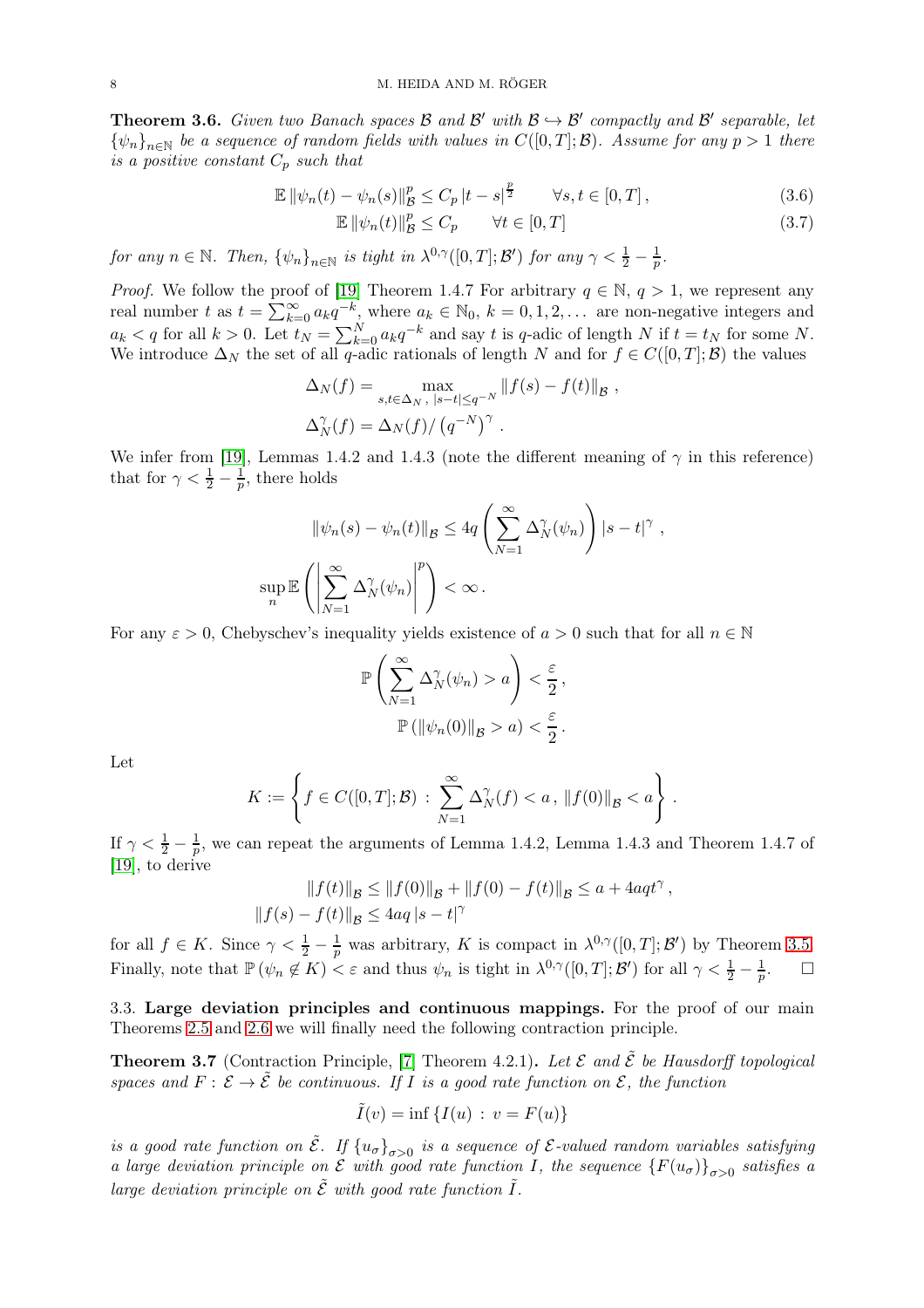**Theorem 3.6.** *Given two Banach spaces $\mathcal{B}$ and $\mathcal{B}'$ with $\mathcal{B} \hookrightarrow \mathcal{B}'$ compactly and $\mathcal{B}'$ separable, let $\{\psi_n\}_{n\in\mathbb{N}}$ be a sequence of random fields with values in $C([0,T];\mathcal{B})$. Assume for any $p>1$ there is a positive constant $C_p$ such that*

$$\mathbb{E}\,\|\psi_n(t)-\psi_n(s)\|_{\mathcal{B}}^p \le C_p\,|t-s|^{\frac{p}{2}} \qquad \forall s,t\in[0,T]\,, \tag{3.6}$$

$$\mathbb{E}\,\|\psi_n(t)\|_{\mathcal{B}}^p \le C_p \qquad \forall t\in[0,T] \tag{3.7}$$

*for any $n\in\mathbb{N}$. Then, $\{\psi_n\}_{n\in\mathbb{N}}$ is tight in $\lambda^{0,\gamma}([0,T];\mathcal{B}')$ for any $\gamma<\frac{1}{2}-\frac{1}{p}$.*

*Proof.* We follow the proof of [19] Theorem 1.4.7 For arbitrary $q\in\mathbb{N}$, $q>1$, we represent any real number $t$ as $t=\sum_{k=0}^{\infty}a_kq^{-k}$, where $a_k\in\mathbb{N}_0$, $k=0,1,2,\dots$ are non-negative integers and $a_k<q$ for all $k>0$. Let $t_N=\sum_{k=0}^{N}a_kq^{-k}$ and say $t$ is $q$-adic of length $N$ if $t=t_N$ for some $N$. We introduce $\Delta_N$ the set of all $q$-adic rationals of length $N$ and for $f\in C([0,T];\mathcal{B})$ the values

$$\Delta_N(f)=\max_{s,t\in\Delta_N\,,\ |s-t|\le q^{-N}}\|f(s)-f(t)\|_{\mathcal{B}}\,,$$
$$\Delta_N^{\gamma}(f)=\Delta_N(f)/\left(q^{-N}\right)^{\gamma}\,.$$

We infer from [19], Lemmas 1.4.2 and 1.4.3 (note the different meaning of $\gamma$ in this reference) that for $\gamma<\frac{1}{2}-\frac{1}{p}$, there holds

$$\|\psi_n(s)-\psi_n(t)\|_{\mathcal{B}}\le 4q\left(\sum_{N=1}^{\infty}\Delta_N^{\gamma}(\psi_n)\right)|s-t|^{\gamma}\,,$$
$$\sup_n\mathbb{E}\left(\left|\sum_{N=1}^{\infty}\Delta_N^{\gamma}(\psi_n)\right|^p\right)<\infty\,.$$

For any $\varepsilon>0$, Chebyschev's inequality yields existence of $a>0$ such that for all $n\in\mathbb{N}$

$$\mathbb{P}\left(\sum_{N=1}^{\infty}\Delta_N^{\gamma}(\psi_n)>a\right)<\frac{\varepsilon}{2}\,,$$
$$\mathbb{P}\left(\|\psi_n(0)\|_{\mathcal{B}}>a\right)<\frac{\varepsilon}{2}\,.$$

Let

$$K:=\left\{f\in C([0,T];\mathcal{B})\,:\,\sum_{N=1}^{\infty}\Delta_N^{\gamma}(f)<a\,,\ \|f(0)\|_{\mathcal{B}}<a\right\}.$$

If $\gamma<\frac{1}{2}-\frac{1}{p}$, we can repeat the arguments of Lemma 1.4.2, Lemma 1.4.3 and Theorem 1.4.7 of [19], to derive

$$\|f(t)\|_{\mathcal{B}}\le\|f(0)\|_{\mathcal{B}}+\|f(0)-f(t)\|_{\mathcal{B}}\le a+4aqt^{\gamma}\,,$$
$$\|f(s)-f(t)\|_{\mathcal{B}}\le 4aq\,|s-t|^{\gamma}$$

for all $f\in K$. Since $\gamma<\frac{1}{2}-\frac{1}{p}$ was arbitrary, $K$ is compact in $\lambda^{0,\gamma}([0,T];\mathcal{B}')$ by Theorem 3.5. Finally, note that $\mathbb{P}(\psi_n\notin K)<\varepsilon$ and thus $\psi_n$ is tight in $\lambda^{0,\gamma}([0,T];\mathcal{B}')$ for all $\gamma<\frac{1}{2}-\frac{1}{p}$. □

### 3.3. Large deviation principles and continuous mappings.

For the proof of our main Theorems 2.5 and 2.6 we will finally need the following contraction principle.

**Theorem 3.7** (Contraction Principle, [7] Theorem 4.2.1)**.** *Let $\mathcal{E}$ and $\tilde{\mathcal{E}}$ be Hausdorff topological spaces and $F:\mathcal{E}\to\tilde{\mathcal{E}}$ be continuous. If $I$ is a good rate function on $\mathcal{E}$, the function*

$$\tilde{I}(v)=\inf\left\{I(u)\,:\,v=F(u)\right\}$$

*is a good rate function on $\tilde{\mathcal{E}}$. If $\{u_\sigma\}_{\sigma>0}$ is a sequence of $\mathcal{E}$-valued random variables satisfying a large deviation principle on $\mathcal{E}$ with good rate function $I$, the sequence $\{F(u_\sigma)\}_{\sigma>0}$ satisfies a large deviation principle on $\tilde{\mathcal{E}}$ with good rate function $\tilde{I}$.*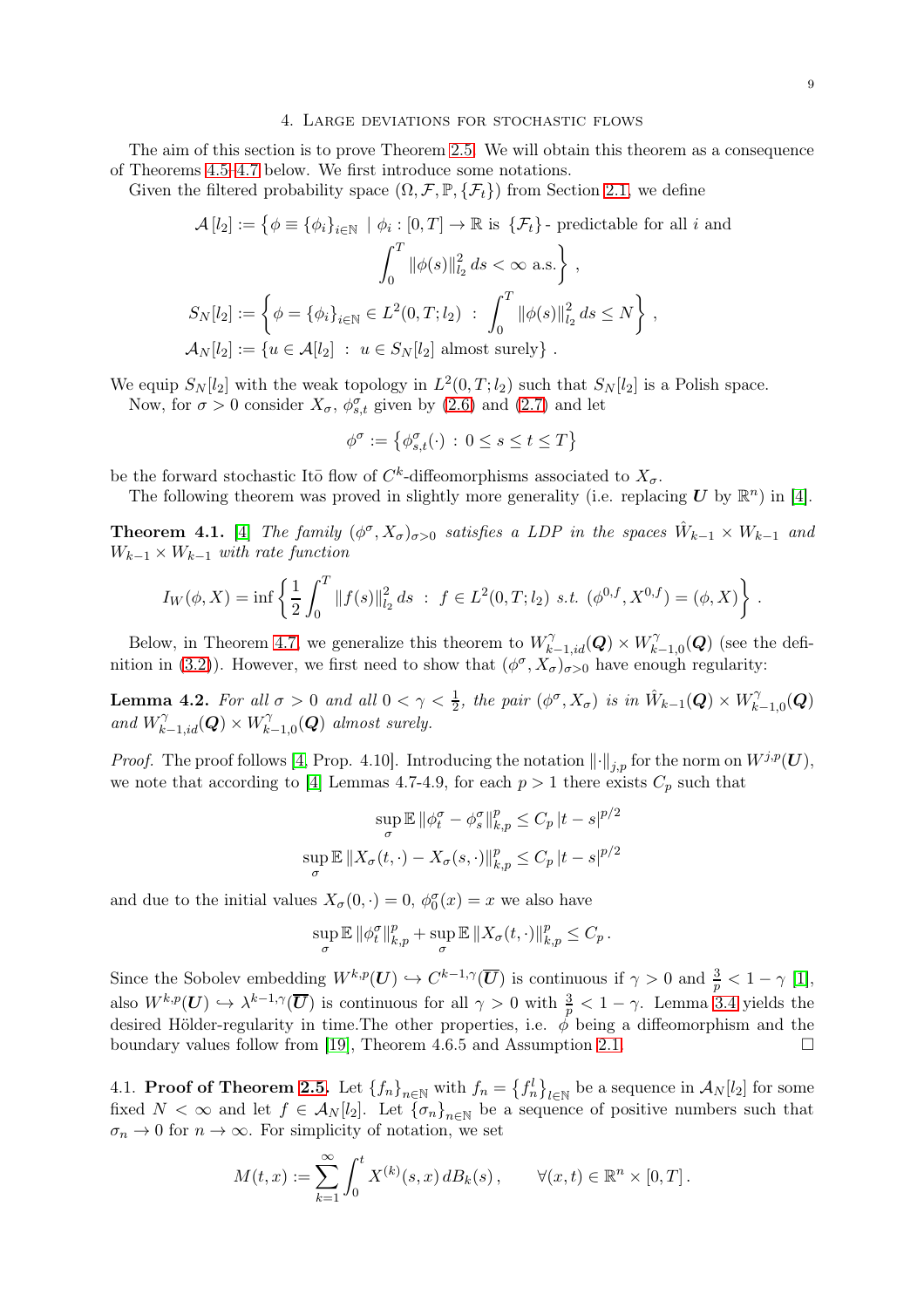## 4. Large deviations for stochastic flows

The aim of this section is to prove Theorem 2.5. We will obtain this theorem as a consequence of Theorems 4.5–4.7 below. We first introduce some notations.

Given the filtered probability space $(\Omega, \mathcal{F}, \mathbb{P}, \{\mathcal{F}_t\})$ from Section 2.1, we define

$$
\begin{aligned}
\mathcal{A}\,[l_2] &:= \Big\{\phi \equiv \{\phi_i\}_{i\in\mathbb{N}} \;\mid\; \phi_i : [0,T] \to \mathbb{R} \text{ is } \{\mathcal{F}_t\}\text{- predictable for all } i \text{ and} \\
&\qquad\qquad \int_0^T \|\phi(s)\|_{l_2}^2 \, ds < \infty \text{ a.s.}\Big\}\,, \\
S_N[l_2] &:= \left\{\phi = \{\phi_i\}_{i\in\mathbb{N}} \in L^2(0,T;l_2) \;:\; \int_0^T \|\phi(s)\|_{l_2}^2 \, ds \le N\right\}\,, \\
\mathcal{A}_N[l_2] &:= \{u \in \mathcal{A}[l_2] \;:\; u \in S_N[l_2] \text{ almost surely}\}\,.
\end{aligned}
$$

We equip $S_N[l_2]$ with the weak topology in $L^2(0,T;l_2)$ such that $S_N[l_2]$ is a Polish space.

Now, for $\sigma > 0$ consider $X_\sigma$, $\phi^\sigma_{s,t}$ given by (2.6) and (2.7) and let

$$
\phi^\sigma := \left\{\phi^\sigma_{s,t}(\cdot) \;:\; 0 \le s \le t \le T\right\}
$$

be the forward stochastic Itō flow of $C^k$-diffeomorphisms associated to $X_\sigma$.

The following theorem was proved in slightly more generality (i.e. replacing $\boldsymbol{U}$ by $\mathbb{R}^n$) in [4].

**Theorem 4.1.** [4] *The family $(\phi^\sigma, X_\sigma)_{\sigma>0}$ satisfies a LDP in the spaces $\hat{W}_{k-1} \times W_{k-1}$ and $W_{k-1} \times W_{k-1}$ with rate function*

$$
I_W(\phi, X) = \inf\left\{\frac{1}{2}\int_0^T \|f(s)\|_{l_2}^2 \, ds \;:\; f \in L^2(0,T;l_2) \text{ s.t. } (\phi^{0,f}, X^{0,f}) = (\phi, X)\right\}\,.
$$

Below, in Theorem 4.7, we generalize this theorem to $W^\gamma_{k-1,id}(\boldsymbol{Q}) \times W^\gamma_{k-1,0}(\boldsymbol{Q})$ (see the definition in (3.2)). However, we first need to show that $(\phi^\sigma, X_\sigma)_{\sigma>0}$ have enough regularity:

**Lemma 4.2.** *For all $\sigma > 0$ and all $0 < \gamma < \frac{1}{2}$, the pair $(\phi^\sigma, X_\sigma)$ is in $\hat{W}_{k-1}(\boldsymbol{Q}) \times W^\gamma_{k-1,0}(\boldsymbol{Q})$ and $W^\gamma_{k-1,id}(\boldsymbol{Q}) \times W^\gamma_{k-1,0}(\boldsymbol{Q})$ almost surely.*

*Proof.* The proof follows [4, Prop. 4.10]. Introducing the notation $\|\cdot\|_{j,p}$ for the norm on $W^{j,p}(\boldsymbol{U})$, we note that according to [4] Lemmas 4.7-4.9, for each $p > 1$ there exists $C_p$ such that

$$
\begin{aligned}
\sup_\sigma \mathbb{E}\,\|\phi^\sigma_t - \phi^\sigma_s\|^p_{k,p} &\le C_p\,|t-s|^{p/2} \\
\sup_\sigma \mathbb{E}\,\|X_\sigma(t,\cdot) - X_\sigma(s,\cdot)\|^p_{k,p} &\le C_p\,|t-s|^{p/2}
\end{aligned}
$$

and due to the initial values $X_\sigma(0,\cdot) = 0$, $\phi^\sigma_0(x) = x$ we also have

$$
\sup_\sigma \mathbb{E}\,\|\phi^\sigma_t\|^p_{k,p} + \sup_\sigma \mathbb{E}\,\|X_\sigma(t,\cdot)\|^p_{k,p} \le C_p\,.
$$

Since the Sobolev embedding $W^{k,p}(\boldsymbol{U}) \hookrightarrow C^{k-1,\gamma}(\overline{\boldsymbol{U}})$ is continuous if $\gamma > 0$ and $\frac{3}{p} < 1 - \gamma$ [1], also $W^{k,p}(\boldsymbol{U}) \hookrightarrow \lambda^{k-1,\gamma}(\overline{\boldsymbol{U}})$ is continuous for all $\gamma > 0$ with $\frac{3}{p} < 1 - \gamma$. Lemma 3.4 yields the desired Hölder-regularity in time.The other properties, i.e. $\phi$ being a diffeomorphism and the boundary values follow from [19], Theorem 4.6.5 and Assumption 2.1. $\square$

### 4.1. Proof of Theorem 2.5.

Let $\{f_n\}_{n\in\mathbb{N}}$ with $f_n = \{f^l_n\}_{l\in\mathbb{N}}$ be a sequence in $\mathcal{A}_N[l_2]$ for some fixed $N < \infty$ and let $f \in \mathcal{A}_N[l_2]$. Let $\{\sigma_n\}_{n\in\mathbb{N}}$ be a sequence of positive numbers such that $\sigma_n \to 0$ for $n \to \infty$. For simplicity of notation, we set

$$
M(t,x) := \sum_{k=1}^\infty \int_0^t X^{(k)}(s,x)\, dB_k(s)\,, \qquad \forall (x,t) \in \mathbb{R}^n \times [0,T]\,.
$$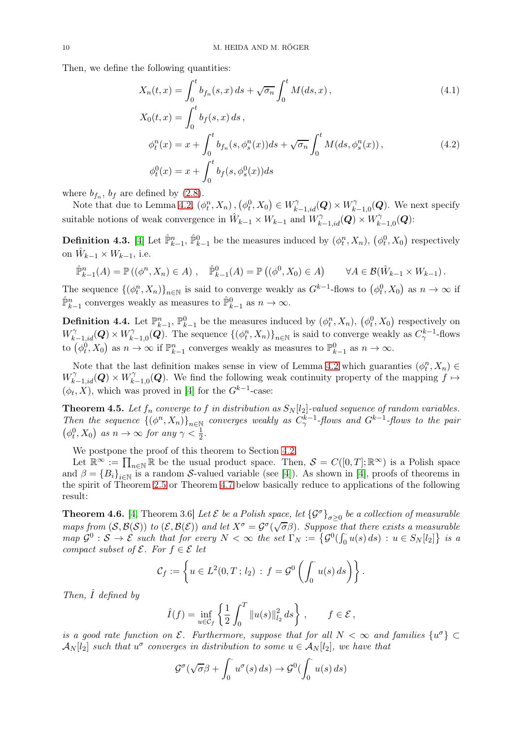Then, we define the following quantities:

$$
\begin{aligned}
X_n(t,x) &= \int_0^t b_{f_n}(s,x)\,ds + \sqrt{\sigma_n}\int_0^t M(ds,x)\,, && (4.1)\\
X_0(t,x) &= \int_0^t b_f(s,x)\,ds\,,\\
\phi_t^n(x) &= x + \int_0^t b_{f_n}(s,\phi_s^n(x))ds + \sqrt{\sigma_n}\int_0^t M(ds,\phi_s^n(x))\,, && (4.2)\\
\phi_t^0(x) &= x + \int_0^t b_f(s,\phi_s^0(x))ds
\end{aligned}
$$

where $b_{f_n}$, $b_f$ are defined by (2.8).

Note that due to Lemma 4.2, $(\phi_t^n, X_n)\,, \left(\phi_t^0, X_0\right) \in W^\gamma_{k-1,id}(\boldsymbol{Q}) \times W^\gamma_{k-1,0}(\boldsymbol{Q})$. We next specify suitable notions of weak convergence in $\hat{W}_{k-1} \times W_{k-1}$ and $W^\gamma_{k-1,id}(\boldsymbol{Q}) \times W^\gamma_{k-1,0}(\boldsymbol{Q})$:

**Definition 4.3.** [4] Let $\hat{\mathbb{P}}^n_{k-1}$, $\hat{\mathbb{P}}^0_{k-1}$ be the measures induced by $(\phi_t^n, X_n)$, $\left(\phi_t^0, X_0\right)$ respectively on $\hat{W}_{k-1} \times W_{k-1}$, i.e.

$$
\hat{\mathbb{P}}^n_{k-1}(A) = \mathbb{P}\left((\phi^n, X_n) \in A\right)\,, \quad \hat{\mathbb{P}}^0_{k-1}(A) = \mathbb{P}\left((\phi^0, X_0) \in A\right) \qquad \forall A \in \mathcal{B}(\hat{W}_{k-1} \times W_{k-1})\,.
$$

The sequence $\{(\phi_t^n, X_n)\}_{n\in\mathbb{N}}$ is said to converge weakly as $G^{k-1}$-flows to $\left(\phi_t^0, X_0\right)$ as $n \to \infty$ if $\hat{\mathbb{P}}^n_{k-1}$ converges weakly as measures to $\hat{\mathbb{P}}^0_{k-1}$ as $n \to \infty$.

**Definition 4.4.** Let $\mathbb{P}^n_{k-1}$, $\mathbb{P}^0_{k-1}$ be the measures induced by $(\phi_t^n, X_n)$, $\left(\phi_t^0, X_0\right)$ respectively on $W^\gamma_{k-1,id}(\boldsymbol{Q}) \times W^\gamma_{k-1,0}(\boldsymbol{Q})$. The sequence $\{(\phi_t^n, X_n)\}_{n\in\mathbb{N}}$ is said to converge weakly as $C^{k-1}_\gamma$-flows to $\left(\phi_t^0, X_0\right)$ as $n \to \infty$ if $\mathbb{P}^n_{k-1}$ converges weakly as measures to $\mathbb{P}^0_{k-1}$ as $n \to \infty$.

Note that the last definition makes sense in view of Lemma 4.2 which guaranties $(\phi_t^n, X_n) \in W^\gamma_{k-1,id}(\boldsymbol{Q}) \times W^\gamma_{k-1,0}(\boldsymbol{Q})$. We find the following weak continuity property of the mapping $f \mapsto (\phi_t, X)$, which was proved in [4] for the $G^{k-1}$-case:

**Theorem 4.5.** *Let $f_n$ converge to $f$ in distribution as $S_N[l_2]$-valued sequence of random variables. Then the sequence $\{(\phi^n, X_n)\}_{n\in\mathbb{N}}$ converges weakly as $C^{k-1}_\gamma$-flows and $G^{k-1}$-flows to the pair $\left(\phi_t^0, X_0\right)$ as $n \to \infty$ for any $\gamma < \frac{1}{2}$.*

We postpone the proof of this theorem to Section 4.2.

Let $\mathbb{R}^\infty := \prod_{n\in\mathbb{N}} \mathbb{R}$ be the usual product space. Then, $\mathcal{S} = C([0,T];\mathbb{R}^\infty)$ is a Polish space and $\beta = \{B_i\}_{i\in\mathbb{N}}$ is a random $\mathcal{S}$-valued variable (see [4]). As shown in [4], proofs of theorems in the spirit of Theorem 2.5 or Theorem 4.7 below basically reduce to applications of the following result:

**Theorem 4.6.** [4, Theorem 3.6] *Let $\mathcal{E}$ be a Polish space, let $\{\mathcal{G}^\sigma\}_{\sigma\geq 0}$ be a collection of measurable maps from $(\mathcal{S}, \mathcal{B}(\mathcal{S}))$ to $(\mathcal{E}, \mathcal{B}(\mathcal{E}))$ and let $X^\sigma = \mathcal{G}^\sigma(\sqrt{\sigma}\beta)$. Suppose that there exists a measurable map $\mathcal{G}^0 : \mathcal{S} \to \mathcal{E}$ such that for every $N < \infty$ the set $\Gamma_N := \left\{\mathcal{G}^0(\int_0^\cdot u(s)\,ds) \,:\, u \in S_N[l_2]\right\}$ is a compact subset of $\mathcal{E}$. For $f \in \mathcal{E}$ let*

$$
\mathcal{C}_f := \left\{ u \in L^2(0,T\,;\,l_2) \,:\, f = \mathcal{G}^0\left(\int_0^\cdot u(s)\,ds\right)\right\}.
$$

*Then, $\hat{I}$ defined by*

$$
\hat{I}(f) = \inf_{u\in\mathcal{C}_f}\left\{\frac{1}{2}\int_0^T \|u(s)\|^2_{l_2}\,ds\right\}\,, \qquad f \in \mathcal{E}\,,
$$

*is a good rate function on $\mathcal{E}$. Furthermore, suppose that for all $N < \infty$ and families $\{u^\sigma\} \subset \mathcal{A}_N[l_2]$ such that $u^\sigma$ converges in distribution to some $u \in \mathcal{A}_N[l_2]$, we have that*

$$
\mathcal{G}^\sigma(\sqrt{\sigma}\beta + \int_0^\cdot u^\sigma(s)\,ds) \to \mathcal{G}^0(\int_0^\cdot u(s)\,ds)
$$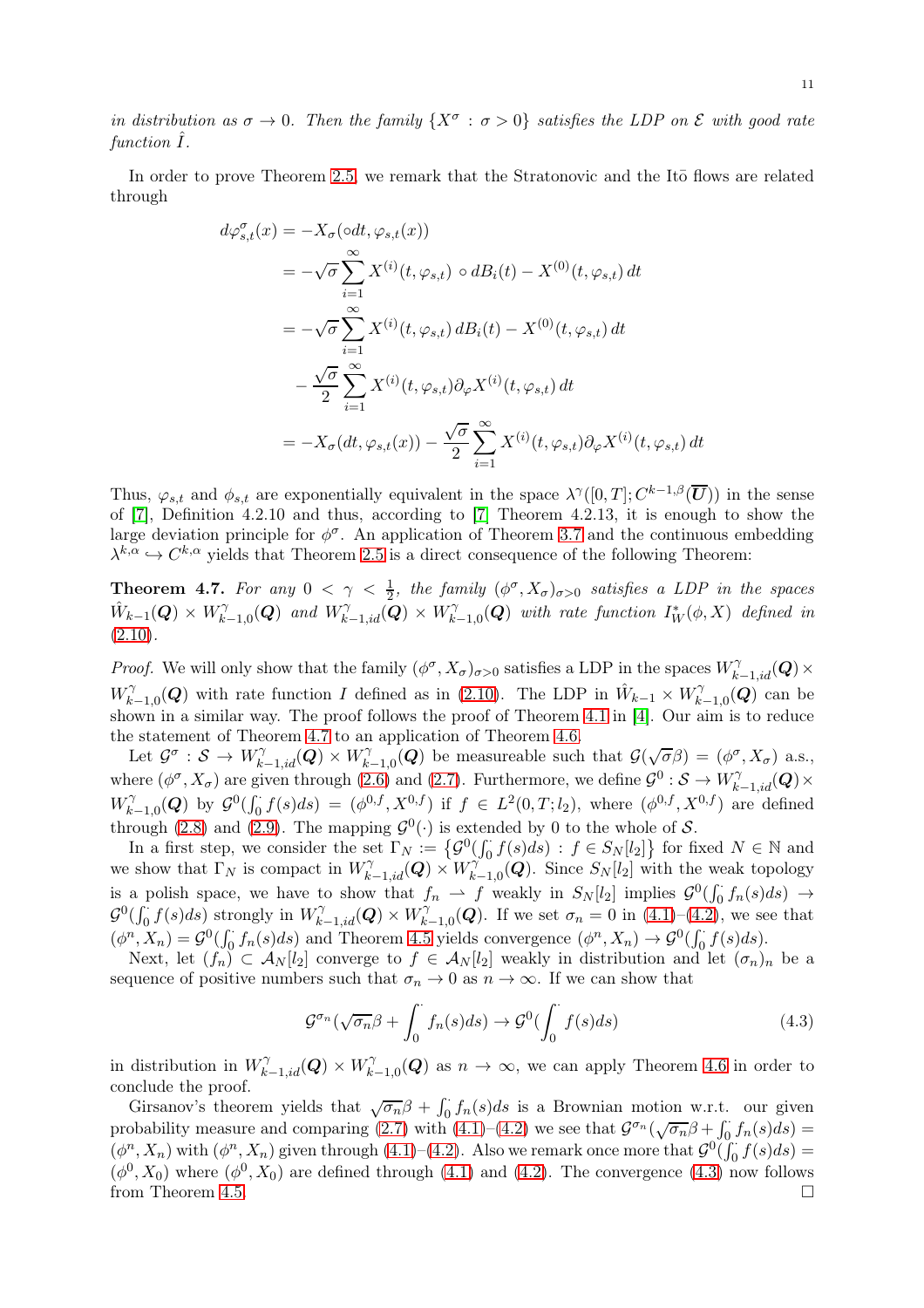*in distribution as $\sigma \to 0$. Then the family $\{X^\sigma : \sigma > 0\}$ satisfies the LDP on $\mathcal{E}$ with good rate function $\hat{I}$.*

In order to prove Theorem 2.5, we remark that the Stratonovic and the Itō flows are related through

$$
\begin{aligned}
d\varphi^\sigma_{s,t}(x) &= -X_\sigma(\circ dt, \varphi_{s,t}(x)) \\
&= -\sqrt{\sigma}\sum_{i=1}^\infty X^{(i)}(t,\varphi_{s,t}) \circ dB_i(t) - X^{(0)}(t,\varphi_{s,t})\,dt \\
&= -\sqrt{\sigma}\sum_{i=1}^\infty X^{(i)}(t,\varphi_{s,t})\,dB_i(t) - X^{(0)}(t,\varphi_{s,t})\,dt \\
&\quad - \frac{\sqrt{\sigma}}{2}\sum_{i=1}^\infty X^{(i)}(t,\varphi_{s,t})\partial_\varphi X^{(i)}(t,\varphi_{s,t})\,dt \\
&= -X_\sigma(dt,\varphi_{s,t}(x)) - \frac{\sqrt{\sigma}}{2}\sum_{i=1}^\infty X^{(i)}(t,\varphi_{s,t})\partial_\varphi X^{(i)}(t,\varphi_{s,t})\,dt
\end{aligned}
$$

Thus, $\varphi_{s,t}$ and $\phi_{s,t}$ are exponentially equivalent in the space $\lambda^\gamma([0,T];C^{k-1,\beta}(\overline{\boldsymbol{U}}))$ in the sense of [7], Definition 4.2.10 and thus, according to [7] Theorem 4.2.13, it is enough to show the large deviation principle for $\phi^\sigma$. An application of Theorem 3.7 and the continuous embedding $\lambda^{k,\alpha} \hookrightarrow C^{k,\alpha}$ yields that Theorem 2.5 is a direct consequence of the following Theorem:

**Theorem 4.7.** *For any $0 < \gamma < \frac{1}{2}$, the family $(\phi^\sigma, X_\sigma)_{\sigma>0}$ satisfies a LDP in the spaces $\hat{W}_{k-1}(\boldsymbol{Q}) \times W^\gamma_{k-1,0}(\boldsymbol{Q})$ and $W^\gamma_{k-1,id}(\boldsymbol{Q}) \times W^\gamma_{k-1,0}(\boldsymbol{Q})$ with rate function $I^*_W(\phi, X)$ defined in (2.10).*

*Proof.* We will only show that the family $(\phi^\sigma, X_\sigma)_{\sigma>0}$ satisfies a LDP in the spaces $W^\gamma_{k-1,id}(\boldsymbol{Q}) \times W^\gamma_{k-1,0}(\boldsymbol{Q})$ with rate function $I$ defined as in (2.10). The LDP in $\hat{W}_{k-1} \times W^\gamma_{k-1,0}(\boldsymbol{Q})$ can be shown in a similar way. The proof follows the proof of Theorem 4.1 in [4]. Our aim is to reduce the statement of Theorem 4.7 to an application of Theorem 4.6.

Let $\mathcal{G}^\sigma : \mathcal{S} \to W^\gamma_{k-1,id}(\boldsymbol{Q}) \times W^\gamma_{k-1,0}(\boldsymbol{Q})$ be measureable such that $\mathcal{G}(\sqrt{\sigma}\beta) = (\phi^\sigma, X_\sigma)$ a.s., where $(\phi^\sigma, X_\sigma)$ are given through (2.6) and (2.7). Furthermore, we define $\mathcal{G}^0 : \mathcal{S} \to W^\gamma_{k-1,id}(\boldsymbol{Q}) \times W^\gamma_{k-1,0}(\boldsymbol{Q})$ by $\mathcal{G}^0(\int_0^\cdot f(s)ds) = (\phi^{0,f}, X^{0,f})$ if $f \in L^2(0,T;l_2)$, where $(\phi^{0,f}, X^{0,f})$ are defined through (2.8) and (2.9). The mapping $\mathcal{G}^0(\cdot)$ is extended by 0 to the whole of $\mathcal{S}$.

In a first step, we consider the set $\Gamma_N := \{\mathcal{G}^0(\int_0^\cdot f(s)ds) : f \in S_N[l_2]\}$ for fixed $N \in \mathbb{N}$ and we show that $\Gamma_N$ is compact in $W^\gamma_{k-1,id}(\boldsymbol{Q}) \times W^\gamma_{k-1,0}(\boldsymbol{Q})$. Since $S_N[l_2]$ with the weak topology is a polish space, we have to show that $f_n \rightharpoonup f$ weakly in $S_N[l_2]$ implies $\mathcal{G}^0(\int_0^\cdot f_n(s)ds) \to \mathcal{G}^0(\int_0^\cdot f(s)ds)$ strongly in $W^\gamma_{k-1,id}(\boldsymbol{Q}) \times W^\gamma_{k-1,0}(\boldsymbol{Q})$. If we set $\sigma_n = 0$ in (4.1)–(4.2), we see that $(\phi^n, X_n) = \mathcal{G}^0(\int_0^\cdot f_n(s)ds)$ and Theorem 4.5 yields convergence $(\phi^n, X_n) \to \mathcal{G}^0(\int_0^\cdot f(s)ds)$.

Next, let $(f_n) \subset \mathcal{A}_N[l_2]$ converge to $f \in \mathcal{A}_N[l_2]$ weakly in distribution and let $(\sigma_n)_n$ be a sequence of positive numbers such that $\sigma_n \to 0$ as $n \to \infty$. If we can show that

$$
\mathcal{G}^{\sigma_n}(\sqrt{\sigma_n}\beta + \int_0^\cdot f_n(s)ds) \to \mathcal{G}^0(\int_0^\cdot f(s)ds) \tag{4.3}
$$

in distribution in $W^\gamma_{k-1,id}(\boldsymbol{Q}) \times W^\gamma_{k-1,0}(\boldsymbol{Q})$ as $n \to \infty$, we can apply Theorem 4.6 in order to conclude the proof.

Girsanov's theorem yields that $\sqrt{\sigma_n}\beta + \int_0^\cdot f_n(s)ds$ is a Brownian motion w.r.t. our given probability measure and comparing (2.7) with (4.1)–(4.2) we see that $\mathcal{G}^{\sigma_n}(\sqrt{\sigma_n}\beta + \int_0^\cdot f_n(s)ds) = (\phi^n, X_n)$ with $(\phi^n, X_n)$ given through (4.1)–(4.2). Also we remark once more that $\mathcal{G}^0(\int_0^\cdot f(s)ds) = (\phi^0, X_0)$ where $(\phi^0, X_0)$ are defined through (4.1) and (4.2). The convergence (4.3) now follows from Theorem 4.5. $\square$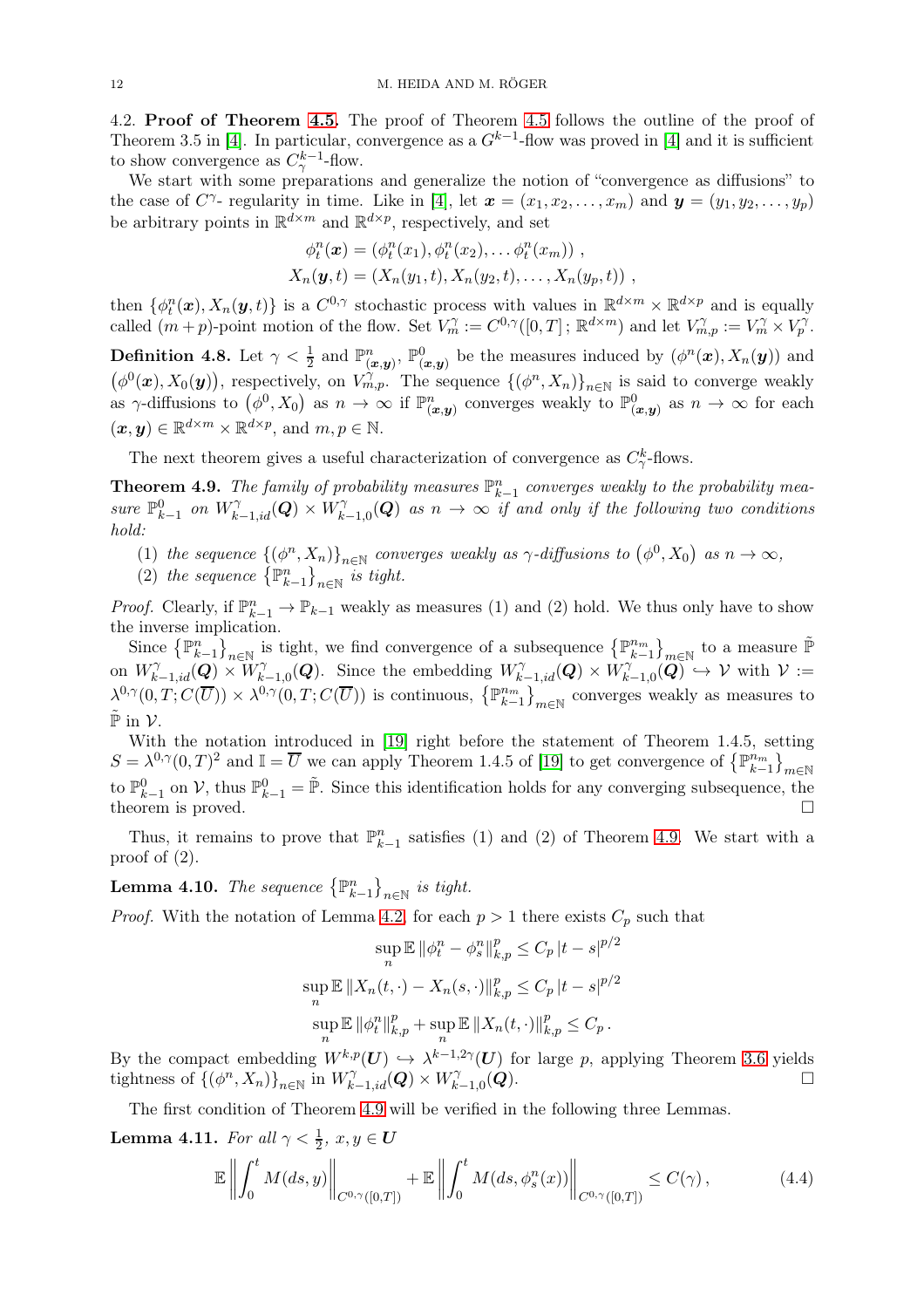4.2. **Proof of Theorem 4.5.** The proof of Theorem 4.5 follows the outline of the proof of Theorem 3.5 in [4]. In particular, convergence as a $G^{k-1}$-flow was proved in [4] and it is sufficient to show convergence as $C^{k-1}_\gamma$-flow.

We start with some preparations and generalize the notion of "convergence as diffusions" to the case of $C^\gamma$- regularity in time. Like in [4], let $\boldsymbol{x} = (x_1, x_2, \dots, x_m)$ and $\boldsymbol{y} = (y_1, y_2, \dots, y_p)$ be arbitrary points in $\mathbb{R}^{d\times m}$ and $\mathbb{R}^{d\times p}$, respectively, and set

$$
\begin{aligned}
\phi^n_t(\boldsymbol{x}) &= \left(\phi^n_t(x_1), \phi^n_t(x_2), \dots \phi^n_t(x_m)\right) , \\
X_n(\boldsymbol{y}, t) &= \left(X_n(y_1, t), X_n(y_2, t), \dots, X_n(y_p, t)\right) ,
\end{aligned}
$$

then $\{\phi^n_t(\boldsymbol{x}), X_n(\boldsymbol{y}, t)\}$ is a $C^{0,\gamma}$ stochastic process with values in $\mathbb{R}^{d\times m}\times\mathbb{R}^{d\times p}$ and is equally called $(m+p)$-point motion of the flow. Set $V^\gamma_m := C^{0,\gamma}([0,T]\,;\,\mathbb{R}^{d\times m})$ and let $V^\gamma_{m,p} := V^\gamma_m \times V^\gamma_p$.

**Definition 4.8.** Let $\gamma < \frac{1}{2}$ and $\mathbb{P}^n_{(\boldsymbol{x},\boldsymbol{y})}$, $\mathbb{P}^0_{(\boldsymbol{x},\boldsymbol{y})}$ be the measures induced by $(\phi^n(\boldsymbol{x}), X_n(\boldsymbol{y}))$ and $\left(\phi^0(\boldsymbol{x}), X_0(\boldsymbol{y})\right)$, respectively, on $V^\gamma_{m,p}$. The sequence $\{(\phi^n, X_n)\}_{n\in\mathbb{N}}$ is said to converge weakly as $\gamma$-diffusions to $\left(\phi^0, X_0\right)$ as $n\to\infty$ if $\mathbb{P}^n_{(\boldsymbol{x},\boldsymbol{y})}$ converges weakly to $\mathbb{P}^0_{(\boldsymbol{x},\boldsymbol{y})}$ as $n\to\infty$ for each $(\boldsymbol{x},\boldsymbol{y})\in\mathbb{R}^{d\times m}\times\mathbb{R}^{d\times p}$, and $m,p\in\mathbb{N}$.

The next theorem gives a useful characterization of convergence as $C^k_\gamma$-flows.

**Theorem 4.9.** *The family of probability measures $\mathbb{P}^n_{k-1}$ converges weakly to the probability measure $\mathbb{P}^0_{k-1}$ on $W^\gamma_{k-1,id}(\boldsymbol{Q})\times W^\gamma_{k-1,0}(\boldsymbol{Q})$ as $n\to\infty$ if and only if the following two conditions hold:*

1. *the sequence $\{(\phi^n, X_n)\}_{n\in\mathbb{N}}$ converges weakly as $\gamma$-diffusions to $\left(\phi^0, X_0\right)$ as $n\to\infty$,*
2. *the sequence $\left\{\mathbb{P}^n_{k-1}\right\}_{n\in\mathbb{N}}$ is tight.*

*Proof.* Clearly, if $\mathbb{P}^n_{k-1}\to\mathbb{P}_{k-1}$ weakly as measures (1) and (2) hold. We thus only have to show the inverse implication.

Since $\left\{\mathbb{P}^n_{k-1}\right\}_{n\in\mathbb{N}}$ is tight, we find convergence of a subsequence $\left\{\mathbb{P}^{n_m}_{k-1}\right\}_{m\in\mathbb{N}}$ to a measure $\tilde{\mathbb{P}}$ on $W^\gamma_{k-1,id}(\boldsymbol{Q})\times W^\gamma_{k-1,0}(\boldsymbol{Q})$. Since the embedding $W^\gamma_{k-1,id}(\boldsymbol{Q})\times W^\gamma_{k-1,0}(\boldsymbol{Q})\hookrightarrow\mathcal{V}$ with $\mathcal{V} := \lambda^{0,\gamma}(0,T;C(\overline{U}))\times\lambda^{0,\gamma}(0,T;C(\overline{U}))$ is continuous, $\left\{\mathbb{P}^{n_m}_{k-1}\right\}_{m\in\mathbb{N}}$ converges weakly as measures to $\tilde{\mathbb{P}}$ in $\mathcal{V}$.

With the notation introduced in [19] right before the statement of Theorem 1.4.5, setting $S = \lambda^{0,\gamma}(0,T)^2$ and $\mathbb{I} = \overline{U}$ we can apply Theorem 1.4.5 of [19] to get convergence of $\left\{\mathbb{P}^{n_m}_{k-1}\right\}_{m\in\mathbb{N}}$ to $\mathbb{P}^0_{k-1}$ on $\mathcal{V}$, thus $\mathbb{P}^0_{k-1} = \tilde{\mathbb{P}}$. Since this identification holds for any converging subsequence, the theorem is proved. $\square$

Thus, it remains to prove that $\mathbb{P}^n_{k-1}$ satisfies (1) and (2) of Theorem 4.9. We start with a proof of (2).

**Lemma 4.10.** *The sequence $\left\{\mathbb{P}^n_{k-1}\right\}_{n\in\mathbb{N}}$ is tight.*

*Proof.* With the notation of Lemma 4.2, for each $p>1$ there exists $C_p$ such that

$$
\begin{aligned}
\sup_n \mathbb{E}\left\|\phi^n_t - \phi^n_s\right\|^p_{k,p} &\le C_p\,|t-s|^{p/2} \\
\sup_n \mathbb{E}\left\|X_n(t,\cdot) - X_n(s,\cdot)\right\|^p_{k,p} &\le C_p\,|t-s|^{p/2} \\
\sup_n \mathbb{E}\left\|\phi^n_t\right\|^p_{k,p} + \sup_n \mathbb{E}\left\|X_n(t,\cdot)\right\|^p_{k,p} &\le C_p\,.
\end{aligned}
$$

By the compact embedding $W^{k,p}(\boldsymbol{U})\hookrightarrow\lambda^{k-1,2\gamma}(\boldsymbol{U})$ for large $p$, applying Theorem 3.6 yields tightness of $\{(\phi^n, X_n)\}_{n\in\mathbb{N}}$ in $W^\gamma_{k-1,id}(\boldsymbol{Q})\times W^\gamma_{k-1,0}(\boldsymbol{Q})$. $\square$

The first condition of Theorem 4.9 will be verified in the following three Lemmas.

**Lemma 4.11.** *For all $\gamma<\frac{1}{2}$, $x,y\in\boldsymbol{U}$*

$$
\mathbb{E}\left\|\int_0^t M(ds,y)\right\|_{C^{0,\gamma}([0,T])} + \mathbb{E}\left\|\int_0^t M(ds,\phi^n_s(x))\right\|_{C^{0,\gamma}([0,T])} \le C(\gamma)\,, \tag{4.4}
$$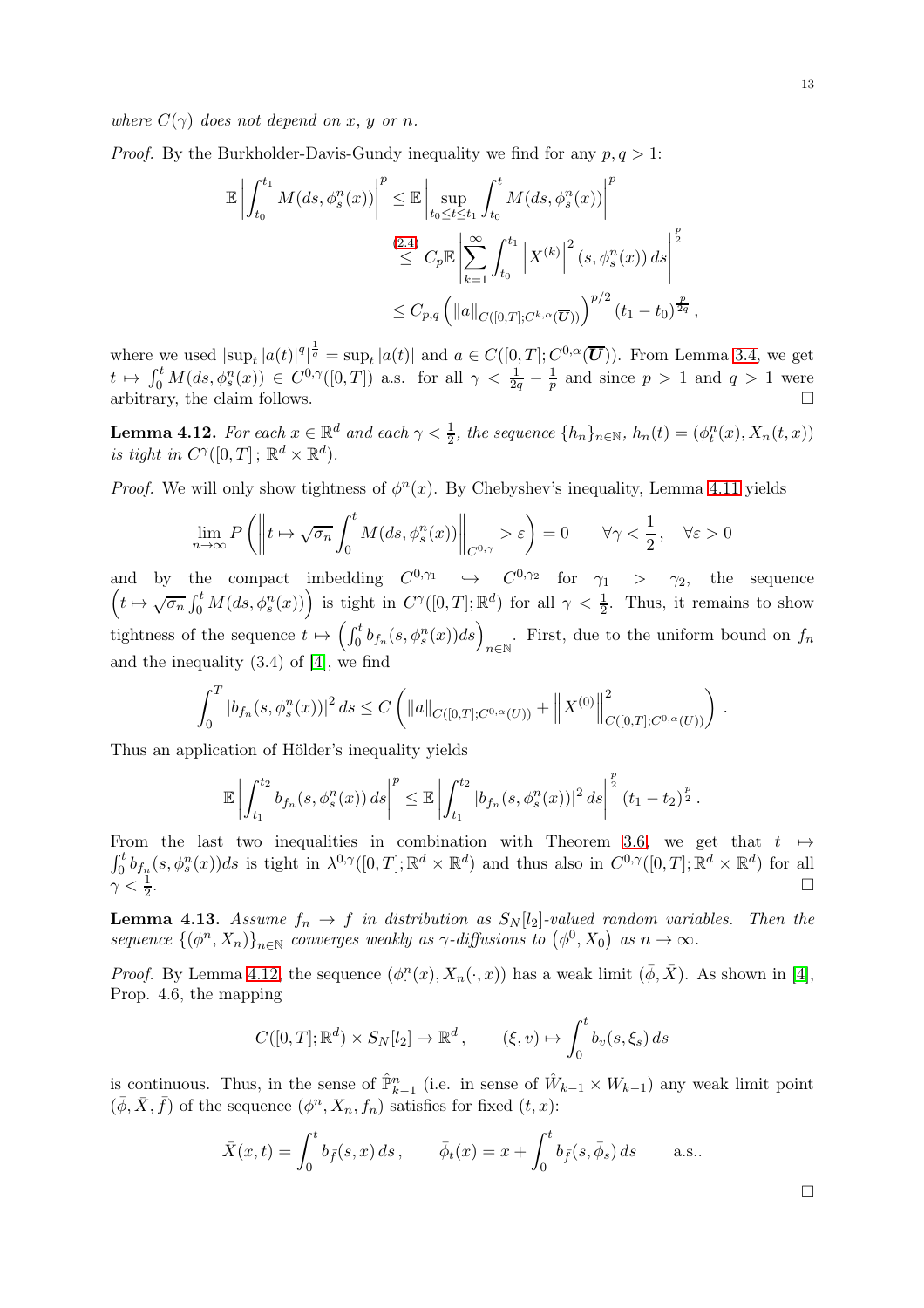*where $C(\gamma)$ does not depend on $x$, $y$ or $n$.*

*Proof.* By the Burkholder-Davis-Gundy inequality we find for any $p, q > 1$:

$$\begin{aligned}
\mathbb{E}\left|\int_{t_0}^{t_1} M(ds, \phi_s^n(x))\right|^p &\leq \mathbb{E}\left|\sup_{t_0 \leq t \leq t_1} \int_{t_0}^{t} M(ds, \phi_s^n(x))\right|^p \\
&\overset{(2.4)}{\leq} C_p \mathbb{E}\left|\sum_{k=1}^{\infty} \int_{t_0}^{t_1} \left|X^{(k)}\right|^2 (s, \phi_s^n(x))\, ds\right|^{\frac{p}{2}} \\
&\leq C_{p,q}\left(\|a\|_{C([0,T];C^{k,\alpha}(\overline{\boldsymbol{U}}))}\right)^{p/2} (t_1 - t_0)^{\frac{p}{2q}},
\end{aligned}$$

where we used $|\sup_t |a(t)|^q|^{\frac{1}{q}} = \sup_t |a(t)|$ and $a \in C([0,T]; C^{0,\alpha}(\overline{\boldsymbol{U}}))$. From Lemma 3.4, we get $t \mapsto \int_0^t M(ds, \phi_s^n(x)) \in C^{0,\gamma}([0,T])$ a.s. for all $\gamma < \frac{1}{2q} - \frac{1}{p}$ and since $p > 1$ and $q > 1$ were arbitrary, the claim follows. □

**Lemma 4.12.** *For each $x \in \mathbb{R}^d$ and each $\gamma < \frac{1}{2}$, the sequence $\{h_n\}_{n\in\mathbb{N}}$, $h_n(t) = (\phi_t^n(x), X_n(t,x))$ is tight in $C^\gamma([0,T]; \mathbb{R}^d \times \mathbb{R}^d)$.*

*Proof.* We will only show tightness of $\phi^n(x)$. By Chebyshev's inequality, Lemma 4.11 yields

$$\lim_{n\to\infty} P\left(\left\|t \mapsto \sqrt{\sigma_n}\int_0^t M(ds, \phi_s^n(x))\right\|_{C^{0,\gamma}} > \varepsilon\right) = 0 \qquad \forall \gamma < \frac{1}{2}, \quad \forall \varepsilon > 0$$

and by the compact imbedding $C^{0,\gamma_1} \hookrightarrow C^{0,\gamma_2}$ for $\gamma_1 > \gamma_2$, the sequence $\left(t \mapsto \sqrt{\sigma_n}\int_0^t M(ds, \phi_s^n(x))\right)$ is tight in $C^\gamma([0,T]; \mathbb{R}^d)$ for all $\gamma < \frac{1}{2}$. Thus, it remains to show tightness of the sequence $t \mapsto \left(\int_0^t b_{f_n}(s, \phi_s^n(x)) ds\right)_{n\in\mathbb{N}}$. First, due to the uniform bound on $f_n$ and the inequality (3.4) of [4], we find

$$\int_0^T |b_{f_n}(s, \phi_s^n(x))|^2\, ds \leq C\left(\|a\|_{C([0,T];C^{0,\alpha}(U))} + \left\|X^{(0)}\right\|^2_{C([0,T];C^{0,\alpha}(U))}\right).$$

Thus an application of Hölder's inequality yields

$$\mathbb{E}\left|\int_{t_1}^{t_2} b_{f_n}(s, \phi_s^n(x))\, ds\right|^p \leq \mathbb{E}\left|\int_{t_1}^{t_2} |b_{f_n}(s, \phi_s^n(x))|^2\, ds\right|^{\frac{p}{2}} (t_1 - t_2)^{\frac{p}{2}}.$$

From the last two inequalities in combination with Theorem 3.6, we get that $t \mapsto \int_0^t b_{f_n}(s, \phi_s^n(x)) ds$ is tight in $\lambda^{0,\gamma}([0,T]; \mathbb{R}^d \times \mathbb{R}^d)$ and thus also in $C^{0,\gamma}([0,T]; \mathbb{R}^d \times \mathbb{R}^d)$ for all $\gamma < \frac{1}{2}$. □

**Lemma 4.13.** *Assume $f_n \to f$ in distribution as $S_N[l_2]$-valued random variables. Then the sequence $\{(\phi^n, X_n)\}_{n\in\mathbb{N}}$ converges weakly as $\gamma$-diffusions to $(\phi^0, X_0)$ as $n \to \infty$.*

*Proof.* By Lemma 4.12, the sequence $(\phi_\cdot^n(x), X_n(\cdot, x))$ has a weak limit $(\bar{\phi}, \bar{X})$. As shown in [4], Prop. 4.6, the mapping

$$C([0,T]; \mathbb{R}^d) \times S_N[l_2] \to \mathbb{R}^d, \qquad (\xi, v) \mapsto \int_0^t b_v(s, \xi_s)\, ds$$

is continuous. Thus, in the sense of $\hat{\mathbb{P}}_{k-1}^n$ (i.e. in sense of $\hat{W}_{k-1} \times W_{k-1}$) any weak limit point $(\bar{\phi}, \bar{X}, \bar{f})$ of the sequence $(\phi^n, X_n, f_n)$ satisfies for fixed $(t,x)$:

$$\bar{X}(x,t) = \int_0^t b_{\bar{f}}(s,x)\, ds, \qquad \bar{\phi}_t(x) = x + \int_0^t b_{\bar{f}}(s, \bar{\phi}_s)\, ds \qquad \text{a.s..}$$

□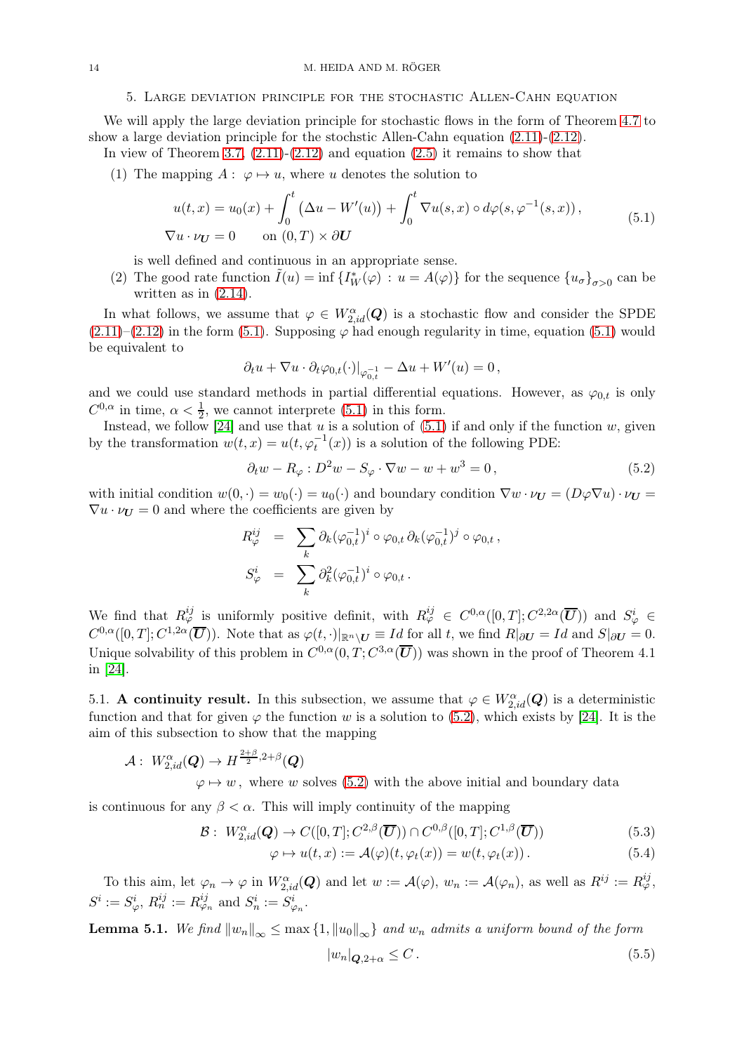## 5. Large deviation principle for the stochastic Allen-Cahn equation

We will apply the large deviation principle for stochastic flows in the form of Theorem 4.7 to show a large deviation principle for the stochstic Allen-Cahn equation (2.11)-(2.12).

In view of Theorem 3.7, (2.11)-(2.12) and equation (2.5) it remains to show that

(1) The mapping $A:\ \varphi \mapsto u$, where $u$ denotes the solution to

$$
\begin{aligned}
&u(t,x) = u_0(x) + \int_0^t \left(\Delta u - W'(u)\right) + \int_0^t \nabla u(s,x) \circ d\varphi(s,\varphi^{-1}(s,x))\,, \\
&\nabla u \cdot \nu_{\boldsymbol{U}} = 0 \qquad \text{on } (0,T)\times\partial\boldsymbol{U}
\end{aligned}
\tag{5.1}
$$

is well defined and continuous in an appropriate sense.

(2) The good rate function $\tilde{I}(u) = \inf\{I^*_W(\varphi)\,:\, u = A(\varphi)\}$ for the sequence $\{u_\sigma\}_{\sigma>0}$ can be written as in (2.14).

In what follows, we assume that $\varphi \in W^\alpha_{2,id}(\boldsymbol{Q})$ is a stochastic flow and consider the SPDE (2.11)–(2.12) in the form (5.1). Supposing $\varphi$ had enough regularity in time, equation (5.1) would be equivalent to

$$
\partial_t u + \nabla u \cdot \partial_t \varphi_{0,t}(\cdot)|_{\varphi^{-1}_{0,t}} - \Delta u + W'(u) = 0\,,
$$

and we could use standard methods in partial differential equations. However, as $\varphi_{0,t}$ is only $C^{0,\alpha}$ in time, $\alpha<\frac{1}{2}$, we cannot interprete (5.1) in this form.

Instead, we follow [24] and use that $u$ is a solution of (5.1) if and only if the function $w$, given by the transformation $w(t,x) = u(t,\varphi_t^{-1}(x))$ is a solution of the following PDE:

$$
\partial_t w - R_\varphi : D^2 w - S_\varphi \cdot \nabla w - w + w^3 = 0\,,
\tag{5.2}
$$

with initial condition $w(0,\cdot) = w_0(\cdot) = u_0(\cdot)$ and boundary condition $\nabla w\cdot\nu_{\boldsymbol{U}} = (D\varphi\nabla u)\cdot\nu_{\boldsymbol{U}} = \nabla u\cdot\nu_{\boldsymbol{U}} = 0$ and where the coefficients are given by

$$
\begin{aligned}
R^{ij}_\varphi &= \sum_k \partial_k(\varphi^{-1}_{0,t})^i\circ\varphi_{0,t}\,\partial_k(\varphi^{-1}_{0,t})^j\circ\varphi_{0,t}\,,\\
S^i_\varphi &= \sum_k \partial^2_k(\varphi^{-1}_{0,t})^i\circ\varphi_{0,t}\,.
\end{aligned}
$$

We find that $R^{ij}_\varphi$ is uniformly positive definit, with $R^{ij}_\varphi \in C^{0,\alpha}([0,T];C^{2,2\alpha}(\overline{\boldsymbol{U}}))$ and $S^i_\varphi \in C^{0,\alpha}([0,T];C^{1,2\alpha}(\overline{\boldsymbol{U}}))$. Note that as $\varphi(t,\cdot)|_{\mathbb{R}^n\setminus\boldsymbol{U}} \equiv Id$ for all $t$, we find $R|_{\partial\boldsymbol{U}} = Id$ and $S|_{\partial\boldsymbol{U}} = 0$. Unique solvability of this problem in $C^{0,\alpha}(0,T;C^{3,\alpha}(\overline{\boldsymbol{U}}))$ was shown in the proof of Theorem 4.1 in [24].

### 5.1. A continuity result.

In this subsection, we assume that $\varphi\in W^\alpha_{2,id}(\boldsymbol{Q})$ is a deterministic function and that for given $\varphi$ the function $w$ is a solution to (5.2), which exists by [24]. It is the aim of this subsection to show that the mapping

$$
\begin{aligned}
\mathcal{A}:\ & W^\alpha_{2,id}(\boldsymbol{Q}) \to H^{\frac{2+\beta}{2},2+\beta}(\boldsymbol{Q})\\
& \varphi\mapsto w\,,\ \text{where } w \text{ solves (5.2) with the above initial and boundary data}
\end{aligned}
$$

is continuous for any $\beta<\alpha$. This will imply continuity of the mapping

$$
\mathcal{B}:\ W^\alpha_{2,id}(\boldsymbol{Q}) \to C([0,T];C^{2,\beta}(\overline{\boldsymbol{U}}))\cap C^{0,\beta}([0,T];C^{1,\beta}(\overline{\boldsymbol{U}}))
\tag{5.3}
$$

$$
\varphi\mapsto u(t,x) := \mathcal{A}(\varphi)(t,\varphi_t(x)) = w(t,\varphi_t(x))\,.
\tag{5.4}
$$

To this aim, let $\varphi_n\to\varphi$ in $W^\alpha_{2,id}(\boldsymbol{Q})$ and let $w:=\mathcal{A}(\varphi)$, $w_n:=\mathcal{A}(\varphi_n)$, as well as $R^{ij} := R^{ij}_\varphi$, $S^i := S^i_\varphi$, $R^{ij}_n := R^{ij}_{\varphi_n}$ and $S^i_n := S^i_{\varphi_n}$.

**Lemma 5.1.** *We find $\|w_n\|_\infty \le \max\{1,\|u_0\|_\infty\}$ and $w_n$ admits a uniform bound of the form*

$$
|w_n|_{\boldsymbol{Q},2+\alpha} \le C\,.
\tag{5.5}
$$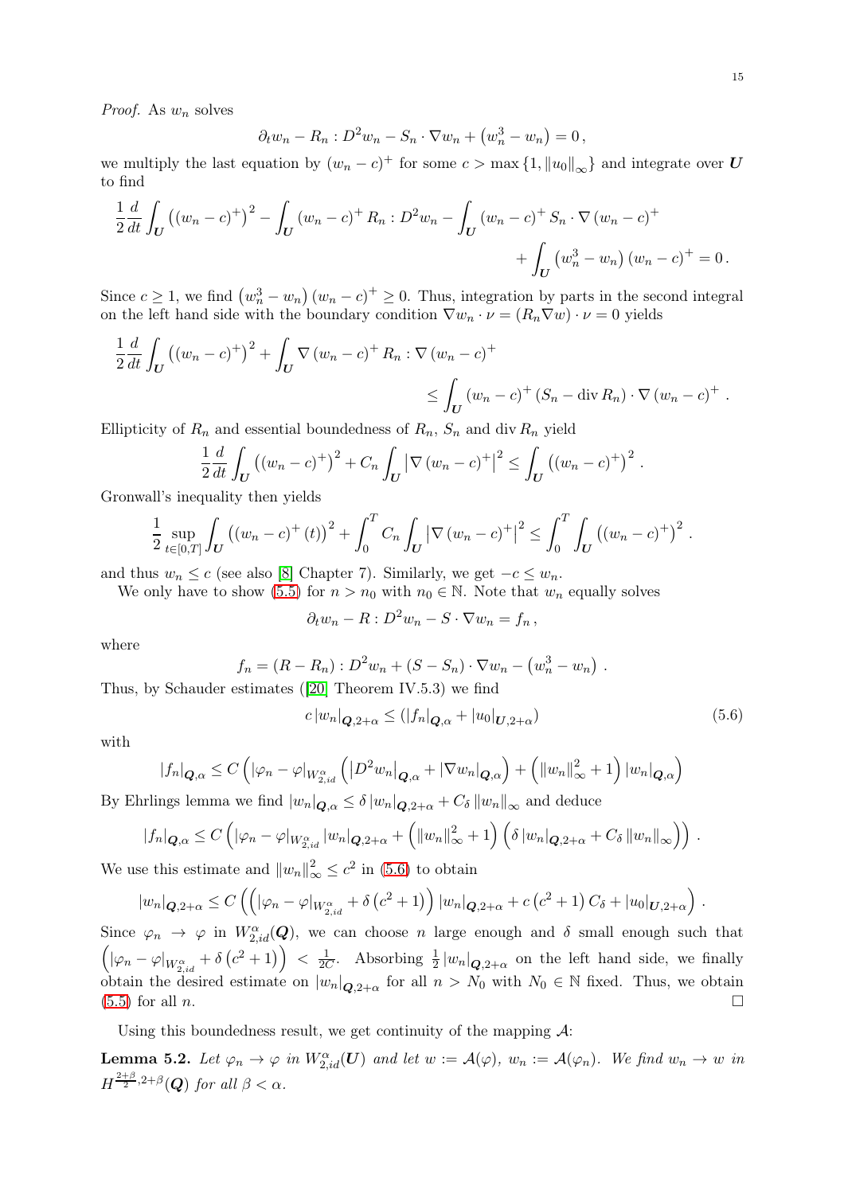*Proof.* As $w_n$ solves

$$\partial_t w_n - R_n : D^2 w_n - S_n \cdot \nabla w_n + \left(w_n^3 - w_n\right) = 0\,,$$

we multiply the last equation by $(w_n - c)^+$ for some $c > \max\{1, \|u_0\|_\infty\}$ and integrate over $\boldsymbol{U}$ to find

$$\frac{1}{2}\frac{d}{dt}\int_{\boldsymbol{U}} \left((w_n - c)^+\right)^2 - \int_{\boldsymbol{U}} (w_n - c)^+ R_n : D^2 w_n - \int_{\boldsymbol{U}} (w_n - c)^+ S_n \cdot \nabla (w_n - c)^+ + \int_{\boldsymbol{U}} \left(w_n^3 - w_n\right)(w_n - c)^+ = 0\,.$$

Since $c \geq 1$, we find $\left(w_n^3 - w_n\right)(w_n - c)^+ \geq 0$. Thus, integration by parts in the second integral on the left hand side with the boundary condition $\nabla w_n \cdot \nu = (R_n \nabla w) \cdot \nu = 0$ yields

$$\frac{1}{2}\frac{d}{dt}\int_{\boldsymbol{U}} \left((w_n - c)^+\right)^2 + \int_{\boldsymbol{U}} \nabla (w_n - c)^+ R_n : \nabla (w_n - c)^+ \leq \int_{\boldsymbol{U}} (w_n - c)^+ \left(S_n - \operatorname{div} R_n\right) \cdot \nabla (w_n - c)^+\,.$$

Ellipticity of $R_n$ and essential boundedness of $R_n$, $S_n$ and $\operatorname{div} R_n$ yield

$$\frac{1}{2}\frac{d}{dt}\int_{\boldsymbol{U}} \left((w_n - c)^+\right)^2 + C_n \int_{\boldsymbol{U}} \left|\nabla (w_n - c)^+\right|^2 \leq \int_{\boldsymbol{U}} \left((w_n - c)^+\right)^2\,.$$

Gronwall's inequality then yields

$$\frac{1}{2}\sup_{t\in[0,T]}\int_{\boldsymbol{U}} \left((w_n - c)^+(t)\right)^2 + \int_0^T C_n \int_{\boldsymbol{U}} \left|\nabla (w_n - c)^+\right|^2 \leq \int_0^T \int_{\boldsymbol{U}} \left((w_n - c)^+\right)^2\,.$$

and thus $w_n \leq c$ (see also [8] Chapter 7). Similarly, we get $-c \leq w_n$.

We only have to show (5.5) for $n > n_0$ with $n_0 \in \mathbb{N}$. Note that $w_n$ equally solves

$$\partial_t w_n - R : D^2 w_n - S \cdot \nabla w_n = f_n\,,$$

where

$$f_n = (R - R_n) : D^2 w_n + (S - S_n) \cdot \nabla w_n - \left(w_n^3 - w_n\right)\,.$$

Thus, by Schauder estimates ([20] Theorem IV.5.3) we find

$$c\,|w_n|_{\boldsymbol{Q},2+\alpha} \leq \left(|f_n|_{\boldsymbol{Q},\alpha} + |u_0|_{\boldsymbol{U},2+\alpha}\right) \tag{5.6}$$

with

$$|f_n|_{\boldsymbol{Q},\alpha} \leq C\left(|\varphi_n - \varphi|_{W^\alpha_{2,id}}\left(\left|D^2 w_n\right|_{\boldsymbol{Q},\alpha} + |\nabla w_n|_{\boldsymbol{Q},\alpha}\right) + \left(\|w_n\|_\infty^2 + 1\right)|w_n|_{\boldsymbol{Q},\alpha}\right)$$

By Ehrlings lemma we find $|w_n|_{\boldsymbol{Q},\alpha} \leq \delta\,|w_n|_{\boldsymbol{Q},2+\alpha} + C_\delta \|w_n\|_\infty$ and deduce

$$|f_n|_{\boldsymbol{Q},\alpha} \leq C\left(|\varphi_n - \varphi|_{W^\alpha_{2,id}}|w_n|_{\boldsymbol{Q},2+\alpha} + \left(\|w_n\|_\infty^2 + 1\right)\left(\delta\,|w_n|_{\boldsymbol{Q},2+\alpha} + C_\delta\|w_n\|_\infty\right)\right)\,.$$

We use this estimate and $\|w_n\|_\infty^2 \leq c^2$ in (5.6) to obtain

$$|w_n|_{\boldsymbol{Q},2+\alpha} \leq C\left(\left(|\varphi_n - \varphi|_{W^\alpha_{2,id}} + \delta\left(c^2+1\right)\right)|w_n|_{\boldsymbol{Q},2+\alpha} + c\left(c^2+1\right)C_\delta + |u_0|_{\boldsymbol{U},2+\alpha}\right)\,.$$

Since $\varphi_n \to \varphi$ in $W^\alpha_{2,id}(\boldsymbol{Q})$, we can choose $n$ large enough and $\delta$ small enough such that $\left(|\varphi_n - \varphi|_{W^\alpha_{2,id}} + \delta\left(c^2+1\right)\right) < \frac{1}{2C}$. Absorbing $\frac{1}{2}|w_n|_{\boldsymbol{Q},2+\alpha}$ on the left hand side, we finally obtain the desired estimate on $|w_n|_{\boldsymbol{Q},2+\alpha}$ for all $n > N_0$ with $N_0 \in \mathbb{N}$ fixed. Thus, we obtain (5.5) for all $n$. $\square$

Using this boundedness result, we get continuity of the mapping $\mathcal{A}$:

**Lemma 5.2.** *Let $\varphi_n \to \varphi$ in $W^\alpha_{2,id}(\boldsymbol{U})$ and let $w := \mathcal{A}(\varphi)$, $w_n := \mathcal{A}(\varphi_n)$. We find $w_n \to w$ in $H^{\frac{2+\beta}{2},2+\beta}(\boldsymbol{Q})$ for all $\beta < \alpha$.*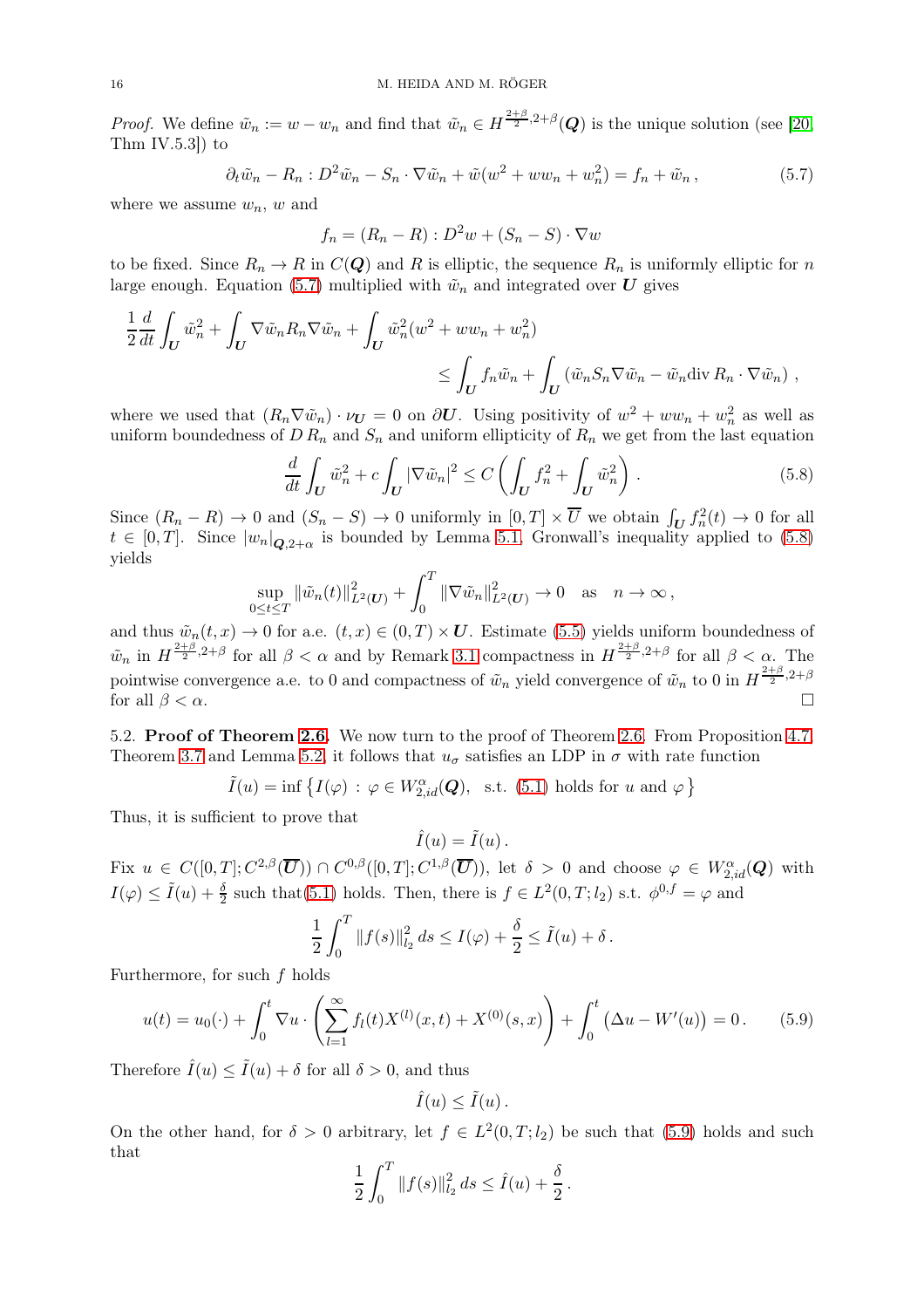*Proof.* We define $\tilde{w}_n := w - w_n$ and find that $\tilde{w}_n \in H^{\frac{2+\beta}{2},2+\beta}(\boldsymbol{Q})$ is the unique solution (see [20, Thm IV.5.3]) to

$$\partial_t \tilde{w}_n - R_n : D^2\tilde{w}_n - S_n \cdot \nabla \tilde{w}_n + \tilde{w}(w^2 + ww_n + w_n^2) = f_n + \tilde{w}_n \,, \tag{5.7}$$

where we assume $w_n$, $w$ and

$$f_n = (R_n - R) : D^2 w + (S_n - S) \cdot \nabla w$$

to be fixed. Since $R_n \to R$ in $C(\boldsymbol{Q})$ and $R$ is elliptic, the sequence $R_n$ is uniformly elliptic for $n$ large enough. Equation (5.7) multiplied with $\tilde{w}_n$ and integrated over $\boldsymbol{U}$ gives

$$\frac{1}{2}\frac{d}{dt}\int_{\boldsymbol{U}} \tilde{w}_n^2 + \int_{\boldsymbol{U}} \nabla \tilde{w}_n R_n \nabla \tilde{w}_n + \int_{\boldsymbol{U}} \tilde{w}_n^2 (w^2 + ww_n + w_n^2)$$
$$\leq \int_{\boldsymbol{U}} f_n \tilde{w}_n + \int_{\boldsymbol{U}} \left( \tilde{w}_n S_n \nabla \tilde{w}_n - \tilde{w}_n \mathrm{div}\, R_n \cdot \nabla \tilde{w}_n \right) ,$$

where we used that $(R_n \nabla \tilde{w}_n) \cdot \nu_{\boldsymbol{U}} = 0$ on $\partial \boldsymbol{U}$. Using positivity of $w^2 + ww_n + w_n^2$ as well as uniform boundedness of $D\, R_n$ and $S_n$ and uniform ellipticity of $R_n$ we get from the last equation

$$\frac{d}{dt}\int_{\boldsymbol{U}} \tilde{w}_n^2 + c\int_{\boldsymbol{U}} |\nabla \tilde{w}_n|^2 \leq C\left( \int_{\boldsymbol{U}} f_n^2 + \int_{\boldsymbol{U}} \tilde{w}_n^2 \right) . \tag{5.8}$$

Since $(R_n - R) \to 0$ and $(S_n - S) \to 0$ uniformly in $[0,T] \times \overline{U}$ we obtain $\int_{\boldsymbol{U}} f_n^2(t) \to 0$ for all $t \in [0,T]$. Since $|w_n|_{\boldsymbol{Q},2+\alpha}$ is bounded by Lemma 5.1, Gronwall's inequality applied to (5.8) yields

$$\sup_{0\leq t \leq T} \|\tilde{w}_n(t)\|^2_{L^2(\boldsymbol{U})} + \int_0^T \|\nabla \tilde{w}_n\|^2_{L^2(\boldsymbol{U})} \to 0 \quad \text{as} \quad n \to \infty \,,$$

and thus $\tilde{w}_n(t,x) \to 0$ for a.e. $(t,x) \in (0,T) \times \boldsymbol{U}$. Estimate (5.5) yields uniform boundedness of $\tilde{w}_n$ in $H^{\frac{2+\beta}{2},2+\beta}$ for all $\beta < \alpha$ and by Remark 3.1 compactness in $H^{\frac{2+\beta}{2},2+\beta}$ for all $\beta < \alpha$. The pointwise convergence a.e. to 0 and compactness of $\tilde{w}_n$ yield convergence of $\tilde{w}_n$ to 0 in $H^{\frac{2+\beta}{2},2+\beta}$ for all $\beta < \alpha$. $\square$

5.2. **Proof of Theorem 2.6.** We now turn to the proof of Theorem 2.6. From Proposition 4.7, Theorem 3.7 and Lemma 5.2, it follows that $u_\sigma$ satisfies an LDP in $\sigma$ with rate function

$$\tilde{I}(u) = \inf\left\{ I(\varphi) \,:\, \varphi \in W^{\alpha}_{2,id}(\boldsymbol{Q}), \ \text{ s.t. (5.1) holds for } u \text{ and } \varphi \right\}$$

Thus, it is sufficient to prove that

$$\hat{I}(u) = \tilde{I}(u) \,.$$

Fix $u \in C([0,T]; C^{2,\beta}(\overline{\boldsymbol{U}})) \cap C^{0,\beta}([0,T]; C^{1,\beta}(\overline{\boldsymbol{U}}))$, let $\delta > 0$ and choose $\varphi \in W^{\alpha}_{2,id}(\boldsymbol{Q})$ with $I(\varphi) \leq \tilde{I}(u) + \frac{\delta}{2}$ such that(5.1) holds. Then, there is $f \in L^2(0,T; l_2)$ s.t. $\phi^{0,f} = \varphi$ and

$$\frac{1}{2}\int_0^T \|f(s)\|^2_{l_2}\, ds \leq I(\varphi) + \frac{\delta}{2} \leq \tilde{I}(u) + \delta \,.$$

Furthermore, for such $f$ holds

$$u(t) = u_0(\cdot) + \int_0^t \nabla u \cdot \left( \sum_{l=1}^{\infty} f_l(t) X^{(l)}(x,t) + X^{(0)}(s,x) \right) + \int_0^t \left( \Delta u - W'(u) \right) = 0 \,. \tag{5.9}$$

Therefore $\hat{I}(u) \leq \tilde{I}(u) + \delta$ for all $\delta > 0$, and thus

$$\hat{I}(u) \leq \tilde{I}(u) \,.$$

On the other hand, for $\delta > 0$ arbitrary, let $f \in L^2(0,T; l_2)$ be such that (5.9) holds and such that

$$\frac{1}{2}\int_0^T \|f(s)\|^2_{l_2}\, ds \leq \hat{I}(u) + \frac{\delta}{2} \,.$$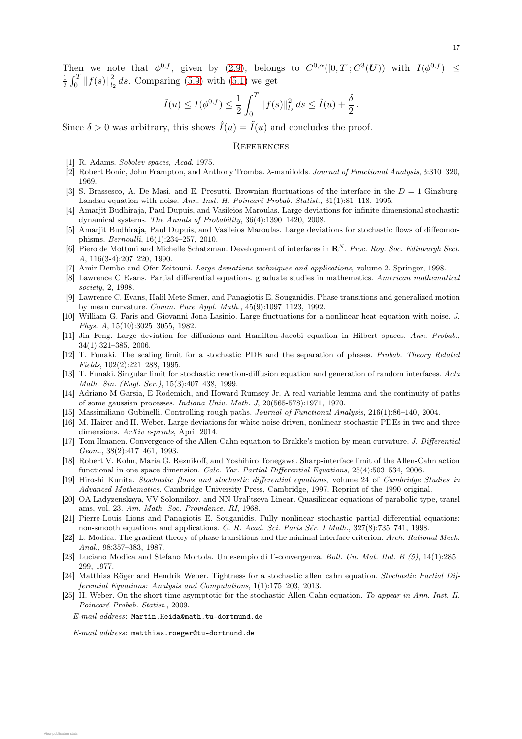Then we note that $\phi^{0,f}$, given by (2.9), belongs to $C^{0,\alpha}([0,T];C^3(\boldsymbol{U}))$ with $I(\phi^{0,f}) \leq \frac{1}{2}\int_0^T \|f(s)\|_{l_2}^2\, ds$. Comparing (5.9) with (5.1) we get

$$\tilde{I}(u) \leq I(\phi^{0,f}) \leq \frac{1}{2}\int_0^T \|f(s)\|_{l_2}^2\, ds \leq \hat{I}(u) + \frac{\delta}{2}\,.$$

Since $\delta > 0$ was arbitrary, this shows $\hat{I}(u) = \tilde{I}(u)$ and concludes the proof.

## References

[1] R. Adams. *Sobolev spaces, Acad*. 1975.

[2] Robert Bonic, John Frampton, and Anthony Tromba. $\lambda$-manifolds. *Journal of Functional Analysis*, 3:310–320, 1969.

[3] S. Brassesco, A. De Masi, and E. Presutti. Brownian fluctuations of the interface in the $D = 1$ Ginzburg-Landau equation with noise. *Ann. Inst. H. Poincaré Probab. Statist.*, 31(1):81–118, 1995.

[4] Amarjit Budhiraja, Paul Dupuis, and Vasileios Maroulas. Large deviations for infinite dimensional stochastic dynamical systems. *The Annals of Probability*, 36(4):1390–1420, 2008.

[5] Amarjit Budhiraja, Paul Dupuis, and Vasileios Maroulas. Large deviations for stochastic flows of diffeomorphisms. *Bernoulli*, 16(1):234–257, 2010.

[6] Piero de Mottoni and Michelle Schatzman. Development of interfaces in $\mathbf{R}^N$. *Proc. Roy. Soc. Edinburgh Sect. A*, 116(3-4):207–220, 1990.

[7] Amir Dembo and Ofer Zeitouni. *Large deviations techniques and applications*, volume 2. Springer, 1998.

[8] Lawrence C Evans. Partial differential equations. graduate studies in mathematics. *American mathematical society*, 2, 1998.

[9] Lawrence C. Evans, Halil Mete Soner, and Panagiotis E. Souganidis. Phase transitions and generalized motion by mean curvature. *Comm. Pure Appl. Math.*, 45(9):1097–1123, 1992.

[10] William G. Faris and Giovanni Jona-Lasinio. Large fluctuations for a nonlinear heat equation with noise. *J. Phys. A*, 15(10):3025–3055, 1982.

[11] Jin Feng. Large deviation for diffusions and Hamilton-Jacobi equation in Hilbert spaces. *Ann. Probab.*, 34(1):321–385, 2006.

[12] T. Funaki. The scaling limit for a stochastic PDE and the separation of phases. *Probab. Theory Related Fields*, 102(2):221–288, 1995.

[13] T. Funaki. Singular limit for stochastic reaction-diffusion equation and generation of random interfaces. *Acta Math. Sin. (Engl. Ser.)*, 15(3):407–438, 1999.

[14] Adriano M Garsia, E Rodemich, and Howard Rumsey Jr. A real variable lemma and the continuity of paths of some gaussian processes. *Indiana Univ. Math. J*, 20(565-578):1971, 1970.

[15] Massimiliano Gubinelli. Controlling rough paths. *Journal of Functional Analysis*, 216(1):86–140, 2004.

[16] M. Hairer and H. Weber. Large deviations for white-noise driven, nonlinear stochastic PDEs in two and three dimensions. *ArXiv e-prints*, April 2014.

[17] Tom Ilmanen. Convergence of the Allen-Cahn equation to Brakke's motion by mean curvature. *J. Differential Geom.*, 38(2):417–461, 1993.

[18] Robert V. Kohn, Maria G. Reznikoff, and Yoshihiro Tonegawa. Sharp-interface limit of the Allen-Cahn action functional in one space dimension. *Calc. Var. Partial Differential Equations*, 25(4):503–534, 2006.

[19] Hiroshi Kunita. *Stochastic flows and stochastic differential equations*, volume 24 of *Cambridge Studies in Advanced Mathematics*. Cambridge University Press, Cambridge, 1997. Reprint of the 1990 original.

[20] OA Ladyzenskaya, VV Solonnikov, and NN Ural'tseva Linear. Quasilinear equations of parabolic type, transl ams, vol. 23. *Am. Math. Soc. Providence, RI*, 1968.

[21] Pierre-Louis Lions and Panagiotis E. Souganidis. Fully nonlinear stochastic partial differential equations: non-smooth equations and applications. *C. R. Acad. Sci. Paris Sér. I Math.*, 327(8):735–741, 1998.

[22] L. Modica. The gradient theory of phase transitions and the minimal interface criterion. *Arch. Rational Mech. Anal.*, 98:357–383, 1987.

[23] Luciano Modica and Stefano Mortola. Un esempio di Γ-convergenza. *Boll. Un. Mat. Ital. B (5)*, 14(1):285–299, 1977.

[24] Matthias Röger and Hendrik Weber. Tightness for a stochastic allen–cahn equation. *Stochastic Partial Differential Equations: Analysis and Computations*, 1(1):175–203, 2013.

[25] H. Weber. On the short time asymptotic for the stochastic Allen-Cahn equation. *To appear in Ann. Inst. H. Poincaré Probab. Statist.*, 2009.

*E-mail address*: Martin.Heida@math.tu-dortmund.de

*E-mail address*: matthias.roeger@tu-dortmund.de